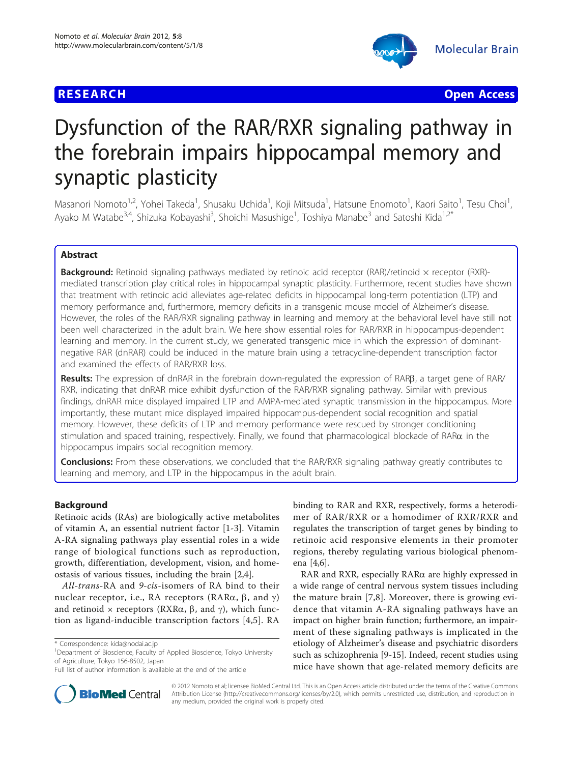**RESEARCH** **Open Access**

# Dysfunction of the RAR/RXR signaling pathway in the forebrain impairs hippocampal memory and synaptic plasticity

Masanori Nomoto[1,2], Yohei Takeda[1], Shusaku Uchida[1], Koji Mitsuda[1], Hatsune Enomoto[1], Kaori Saito[1], Tesu Choi[1], Ayako M Watabe[3,4], Shizuka Kobayashi[3], Shoichi Masushige[1], Toshiya Manabe[3] and Satoshi Kida[1,2*]

## Abstract

**Background:** Retinoid signaling pathways mediated by retinoic acid receptor (RAR)/retinoid × receptor (RXR)-mediated transcription play critical roles in hippocampal synaptic plasticity. Furthermore, recent studies have shown that treatment with retinoic acid alleviates age-related deficits in hippocampal long-term potentiation (LTP) and memory performance and, furthermore, memory deficits in a transgenic mouse model of Alzheimer's disease. However, the roles of the RAR/RXR signaling pathway in learning and memory at the behavioral level have still not been well characterized in the adult brain. We here show essential roles for RAR/RXR in hippocampus-dependent learning and memory. In the current study, we generated transgenic mice in which the expression of dominant-negative RAR (dnRAR) could be induced in the mature brain using a tetracycline-dependent transcription factor and examined the effects of RAR/RXR loss.

**Results:** The expression of dnRAR in the forebrain down-regulated the expression of RARβ, a target gene of RAR/RXR, indicating that dnRAR mice exhibit dysfunction of the RAR/RXR signaling pathway. Similar with previous findings, dnRAR mice displayed impaired LTP and AMPA-mediated synaptic transmission in the hippocampus. More importantly, these mutant mice displayed impaired hippocampus-dependent social recognition and spatial memory. However, these deficits of LTP and memory performance were rescued by stronger conditioning stimulation and spaced training, respectively. Finally, we found that pharmacological blockade of RARα in the hippocampus impairs social recognition memory.

**Conclusions:** From these observations, we concluded that the RAR/RXR signaling pathway greatly contributes to learning and memory, and LTP in the hippocampus in the adult brain.

## Background

Retinoic acids (RAs) are biologically active metabolites of vitamin A, an essential nutrient factor [1-3]. Vitamin A-RA signaling pathways play essential roles in a wide range of biological functions such as reproduction, growth, differentiation, development, vision, and homeostasis of various tissues, including the brain [2,4].

*All-trans*-RA and *9-cis*-isomers of RA bind to their nuclear receptor, i.e., RA receptors (RARα, β, and γ) and retinoid × receptors (RXRα, β, and γ), which function as ligand-inducible transcription factors [4,5]. RA binding to RAR and RXR, respectively, forms a heterodimer of RAR/RXR or a homodimer of RXR/RXR and regulates the transcription of target genes by binding to retinoic acid responsive elements in their promoter regions, thereby regulating various biological phenomena [4,6].

RAR and RXR, especially RARα are highly expressed in a wide range of central nervous system tissues including the mature brain [7,8]. Moreover, there is growing evidence that vitamin A-RA signaling pathways have an impact on higher brain function; furthermore, an impairment of these signaling pathways is implicated in the etiology of Alzheimer's disease and psychiatric disorders such as schizophrenia [9-15]. Indeed, recent studies using mice have shown that age-related memory deficits are

* Correspondence: kida@nodai.ac.jp
[1]Department of Bioscience, Faculty of Applied Bioscience, Tokyo University of Agriculture, Tokyo 156-8502, Japan
Full list of author information is available at the end of the article

© 2012 Nomoto et al; licensee BioMed Central Ltd. This is an Open Access article distributed under the terms of the Creative Commons Attribution License (http://creativecommons.org/licenses/by/2.0), which permits unrestricted use, distribution, and reproduction in any medium, provided the original work is properly cited.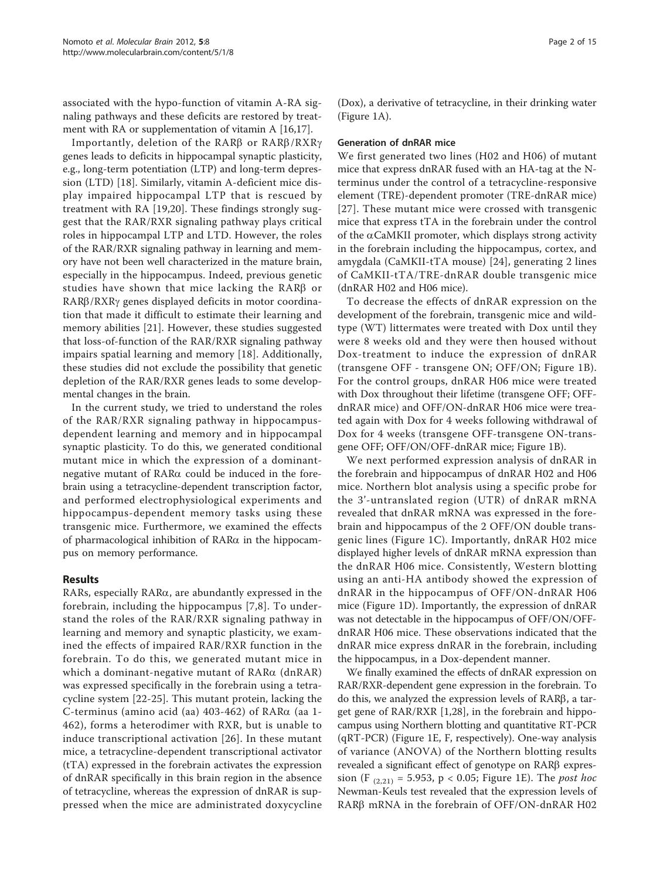associated with the hypo-function of vitamin A-RA signaling pathways and these deficits are restored by treatment with RA or supplementation of vitamin A [16,17].

Importantly, deletion of the RARβ or RARβ/RXRγ genes leads to deficits in hippocampal synaptic plasticity, e.g., long-term potentiation (LTP) and long-term depression (LTD) [18]. Similarly, vitamin A-deficient mice display impaired hippocampal LTP that is rescued by treatment with RA [19,20]. These findings strongly suggest that the RAR/RXR signaling pathway plays critical roles in hippocampal LTP and LTD. However, the roles of the RAR/RXR signaling pathway in learning and memory have not been well characterized in the mature brain, especially in the hippocampus. Indeed, previous genetic studies have shown that mice lacking the RARβ or RARβ/RXRγ genes displayed deficits in motor coordination that made it difficult to estimate their learning and memory abilities [21]. However, these studies suggested that loss-of-function of the RAR/RXR signaling pathway impairs spatial learning and memory [18]. Additionally, these studies did not exclude the possibility that genetic depletion of the RAR/RXR genes leads to some developmental changes in the brain.

In the current study, we tried to understand the roles of the RAR/RXR signaling pathway in hippocampus-dependent learning and memory and in hippocampal synaptic plasticity. To do this, we generated conditional mutant mice in which the expression of a dominant-negative mutant of RARα could be induced in the forebrain using a tetracycline-dependent transcription factor, and performed electrophysiological experiments and hippocampus-dependent memory tasks using these transgenic mice. Furthermore, we examined the effects of pharmacological inhibition of RARα in the hippocampus on memory performance.

## Results

RARs, especially RARα, are abundantly expressed in the forebrain, including the hippocampus [7,8]. To understand the roles of the RAR/RXR signaling pathway in learning and memory and synaptic plasticity, we examined the effects of impaired RAR/RXR function in the forebrain. To do this, we generated mutant mice in which a dominant-negative mutant of RARα (dnRAR) was expressed specifically in the forebrain using a tetracycline system [22-25]. This mutant protein, lacking the C-terminus (amino acid (aa) 403-462) of RARα (aa 1-462), forms a heterodimer with RXR, but is unable to induce transcriptional activation [26]. In these mutant mice, a tetracycline-dependent transcriptional activator (tTA) expressed in the forebrain activates the expression of dnRAR specifically in this brain region in the absence of tetracycline, whereas the expression of dnRAR is suppressed when the mice are administrated doxycycline (Dox), a derivative of tetracycline, in their drinking water (Figure 1A).

### Generation of dnRAR mice

We first generated two lines (H02 and H06) of mutant mice that express dnRAR fused with an HA-tag at the N-terminus under the control of a tetracycline-responsive element (TRE)-dependent promoter (TRE-dnRAR mice) [27]. These mutant mice were crossed with transgenic mice that express tTA in the forebrain under the control of the αCaMKII promoter, which displays strong activity in the forebrain including the hippocampus, cortex, and amygdala (CaMKII-tTA mouse) [24], generating 2 lines of CaMKII-tTA/TRE-dnRAR double transgenic mice (dnRAR H02 and H06 mice).

To decrease the effects of dnRAR expression on the development of the forebrain, transgenic mice and wild-type (WT) littermates were treated with Dox until they were 8 weeks old and they were then housed without Dox-treatment to induce the expression of dnRAR (transgene OFF - transgene ON; OFF/ON; Figure 1B). For the control groups, dnRAR H06 mice were treated with Dox throughout their lifetime (transgene OFF; OFF-dnRAR mice) and OFF/ON-dnRAR H06 mice were treated again with Dox for 4 weeks following withdrawal of Dox for 4 weeks (transgene OFF-transgene ON-transgene OFF; OFF/ON/OFF-dnRAR mice; Figure 1B).

We next performed expression analysis of dnRAR in the forebrain and hippocampus of dnRAR H02 and H06 mice. Northern blot analysis using a specific probe for the 3'-untranslated region (UTR) of dnRAR mRNA revealed that dnRAR mRNA was expressed in the forebrain and hippocampus of the 2 OFF/ON double transgenic lines (Figure 1C). Importantly, dnRAR H02 mice displayed higher levels of dnRAR mRNA expression than the dnRAR H06 mice. Consistently, Western blotting using an anti-HA antibody showed the expression of dnRAR in the hippocampus of OFF/ON-dnRAR H06 mice (Figure 1D). Importantly, the expression of dnRAR was not detectable in the hippocampus of OFF/ON/OFF-dnRAR H06 mice. These observations indicated that the dnRAR mice express dnRAR in the forebrain, including the hippocampus, in a Dox-dependent manner.

We finally examined the effects of dnRAR expression on RAR/RXR-dependent gene expression in the forebrain. To do this, we analyzed the expression levels of RARβ, a target gene of RAR/RXR [1,28], in the forebrain and hippocampus using Northern blotting and quantitative RT-PCR (qRT-PCR) (Figure 1E, F, respectively). One-way analysis of variance (ANOVA) of the Northern blotting results revealed a significant effect of genotype on RARβ expression ($F_{(2,21)} = 5.953$, $p < 0.05$; Figure 1E). The *post hoc* Newman-Keuls test revealed that the expression levels of RARβ mRNA in the forebrain of OFF/ON-dnRAR H02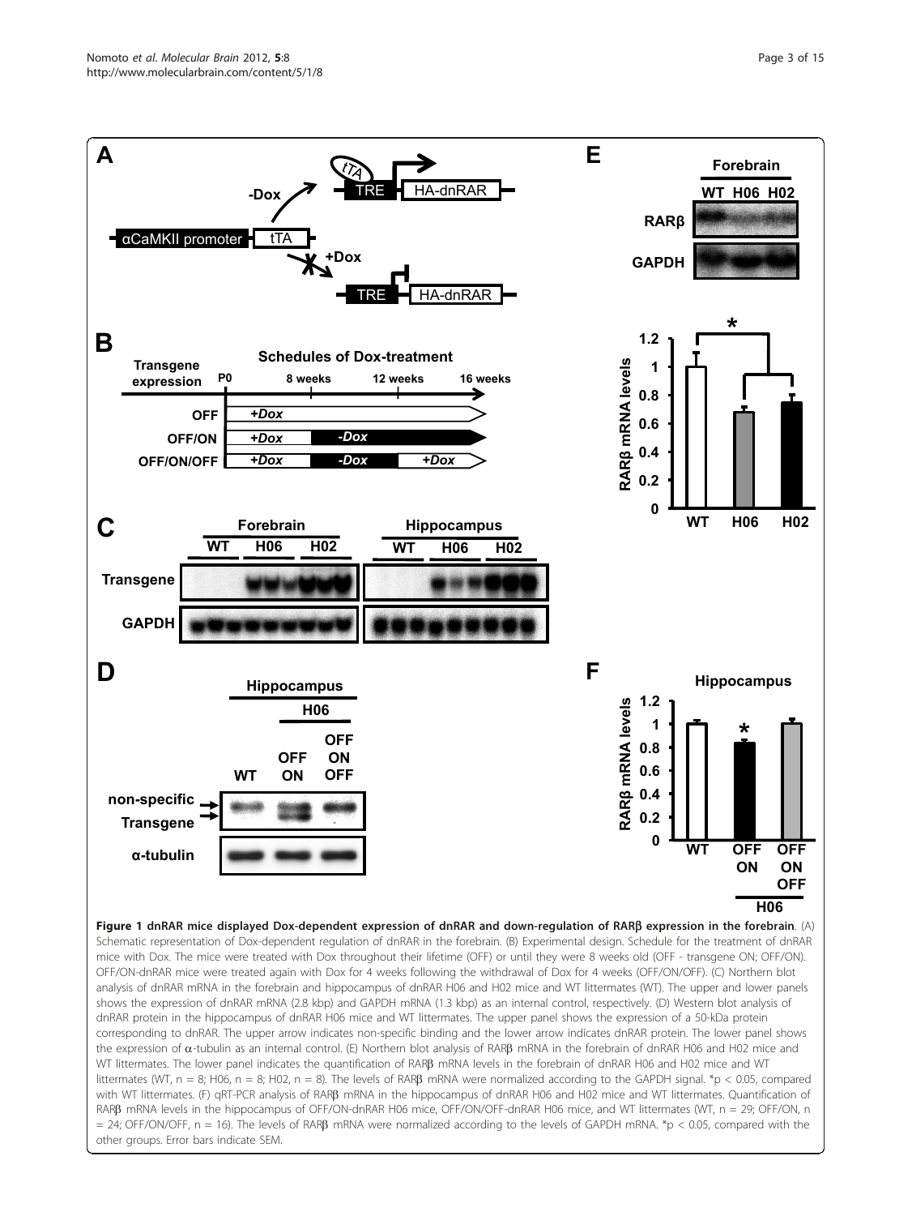**Figure 1 dnRAR mice displayed Dox-dependent expression of dnRAR and down-regulation of RARβ expression in the forebrain**. (A) Schematic representation of Dox-dependent regulation of dnRAR in the forebrain. (B) Experimental design. Schedule for the treatment of dnRAR mice with Dox. The mice were treated with Dox throughout their lifetime (OFF) or until they were 8 weeks old (OFF - transgene ON; OFF/ON). OFF/ON-dnRAR mice were treated again with Dox for 4 weeks following the withdrawal of Dox for 4 weeks (OFF/ON/OFF). (C) Northern blot analysis of dnRAR mRNA in the forebrain and hippocampus of dnRAR H06 and H02 mice and WT littermates (WT). The upper and lower panels shows the expression of dnRAR mRNA (2.8 kbp) and GAPDH mRNA (1.3 kbp) as an internal control, respectively. (D) Western blot analysis of dnRAR protein in the hippocampus of dnRAR H06 mice and WT littermates. The upper panel shows the expression of a 50-kDa protein corresponding to dnRAR. The upper arrow indicates non-specific binding and the lower arrow indicates dnRAR protein. The lower panel shows the expression of α-tubulin as an internal control. (E) Northern blot analysis of RARβ mRNA in the forebrain of dnRAR H06 and H02 mice and WT littermates. The lower panel indicates the quantification of RARβ mRNA levels in the forebrain of dnRAR H06 and H02 mice and WT littermates (WT, n = 8; H06, n = 8; H02, n = 8). The levels of RARβ mRNA were normalized according to the GAPDH signal. *$p < 0.05$, compared with WT littermates. (F) qRT-PCR analysis of RARβ mRNA in the hippocampus of dnRAR H06 and H02 mice and WT littermates. Quantification of RARβ mRNA levels in the hippocampus of OFF/ON-dnRAR H06 mice, OFF/ON/OFF-dnRAR H06 mice, and WT littermates (WT, n = 29; OFF/ON, n = 24; OFF/ON/OFF, n = 16). The levels of RARβ mRNA were normalized according to the levels of GAPDH mRNA. *$p < 0.05$, compared with the other groups. Error bars indicate SEM.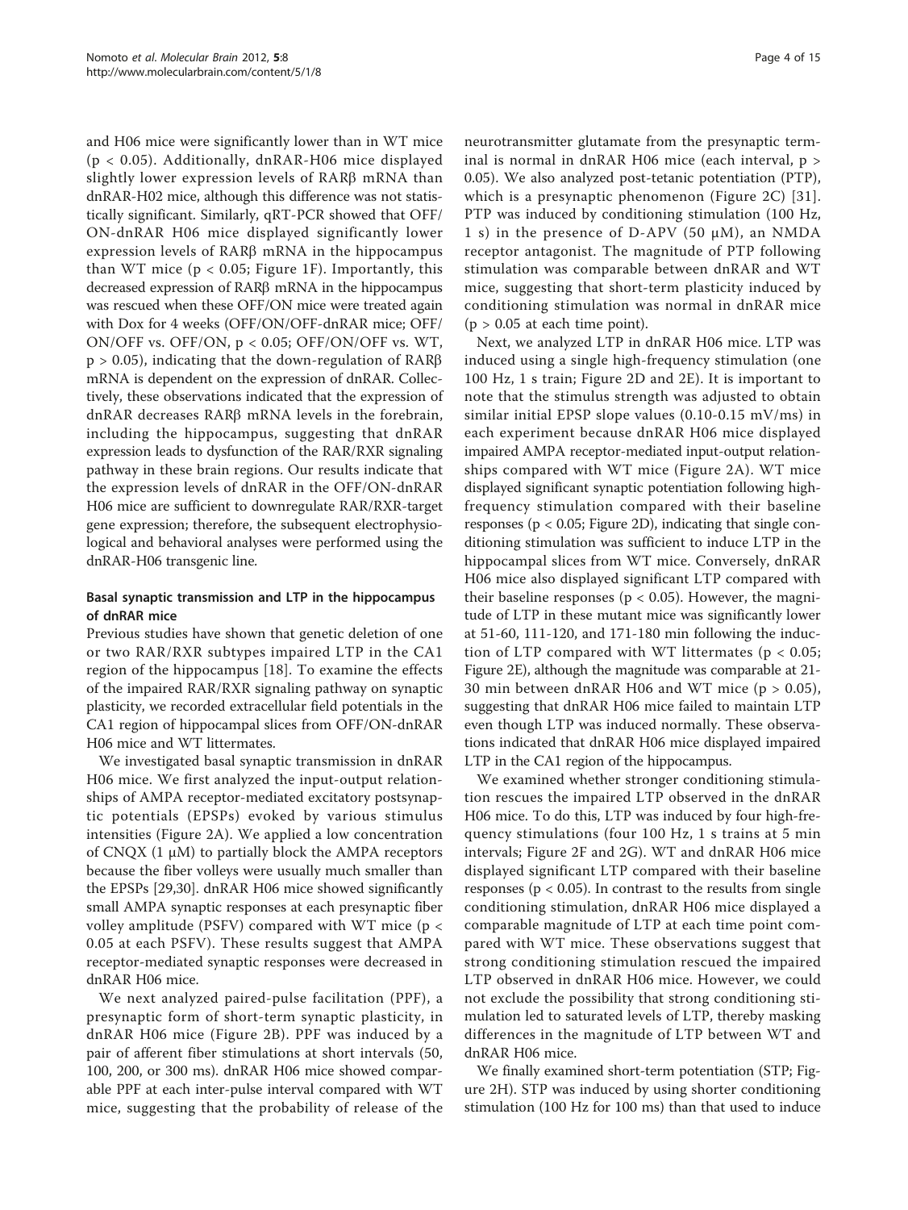and H06 mice were significantly lower than in WT mice ($p < 0.05$). Additionally, dnRAR-H06 mice displayed slightly lower expression levels of RARβ mRNA than dnRAR-H02 mice, although this difference was not statistically significant. Similarly, qRT-PCR showed that OFF/ON-dnRAR H06 mice displayed significantly lower expression levels of RARβ mRNA in the hippocampus than WT mice ($p < 0.05$; Figure 1F). Importantly, this decreased expression of RARβ mRNA in the hippocampus was rescued when these OFF/ON mice were treated again with Dox for 4 weeks (OFF/ON/OFF-dnRAR mice; OFF/ON/OFF vs. OFF/ON, $p < 0.05$; OFF/ON/OFF vs. WT, $p > 0.05$), indicating that the down-regulation of RARβ mRNA is dependent on the expression of dnRAR. Collectively, these observations indicated that the expression of dnRAR decreases RARβ mRNA levels in the forebrain, including the hippocampus, suggesting that dnRAR expression leads to dysfunction of the RAR/RXR signaling pathway in these brain regions. Our results indicate that the expression levels of dnRAR in the OFF/ON-dnRAR H06 mice are sufficient to downregulate RAR/RXR-target gene expression; therefore, the subsequent electrophysiological and behavioral analyses were performed using the dnRAR-H06 transgenic line.

### Basal synaptic transmission and LTP in the hippocampus of dnRAR mice

Previous studies have shown that genetic deletion of one or two RAR/RXR subtypes impaired LTP in the CA1 region of the hippocampus [18]. To examine the effects of the impaired RAR/RXR signaling pathway on synaptic plasticity, we recorded extracellular field potentials in the CA1 region of hippocampal slices from OFF/ON-dnRAR H06 mice and WT littermates.

We investigated basal synaptic transmission in dnRAR H06 mice. We first analyzed the input-output relationships of AMPA receptor-mediated excitatory postsynaptic potentials (EPSPs) evoked by various stimulus intensities (Figure 2A). We applied a low concentration of CNQX (1 μM) to partially block the AMPA receptors because the fiber volleys were usually much smaller than the EPSPs [29,30]. dnRAR H06 mice showed significantly small AMPA synaptic responses at each presynaptic fiber volley amplitude (PSFV) compared with WT mice ($p < 0.05$ at each PSFV). These results suggest that AMPA receptor-mediated synaptic responses were decreased in dnRAR H06 mice.

We next analyzed paired-pulse facilitation (PPF), a presynaptic form of short-term synaptic plasticity, in dnRAR H06 mice (Figure 2B). PPF was induced by a pair of afferent fiber stimulations at short intervals (50, 100, 200, or 300 ms). dnRAR H06 mice showed comparable PPF at each inter-pulse interval compared with WT mice, suggesting that the probability of release of the neurotransmitter glutamate from the presynaptic terminal is normal in dnRAR H06 mice (each interval, $p > 0.05$). We also analyzed post-tetanic potentiation (PTP), which is a presynaptic phenomenon (Figure 2C) [31]. PTP was induced by conditioning stimulation (100 Hz, 1 s) in the presence of D-APV (50 μM), an NMDA receptor antagonist. The magnitude of PTP following stimulation was comparable between dnRAR and WT mice, suggesting that short-term plasticity induced by conditioning stimulation was normal in dnRAR mice ($p > 0.05$ at each time point).

Next, we analyzed LTP in dnRAR H06 mice. LTP was induced using a single high-frequency stimulation (one 100 Hz, 1 s train; Figure 2D and 2E). It is important to note that the stimulus strength was adjusted to obtain similar initial EPSP slope values (0.10-0.15 mV/ms) in each experiment because dnRAR H06 mice displayed impaired AMPA receptor-mediated input-output relationships compared with WT mice (Figure 2A). WT mice displayed significant synaptic potentiation following high-frequency stimulation compared with their baseline responses ($p < 0.05$; Figure 2D), indicating that single conditioning stimulation was sufficient to induce LTP in the hippocampal slices from WT mice. Conversely, dnRAR H06 mice also displayed significant LTP compared with their baseline responses ($p < 0.05$). However, the magnitude of LTP in these mutant mice was significantly lower at 51-60, 111-120, and 171-180 min following the induction of LTP compared with WT littermates ($p < 0.05$; Figure 2E), although the magnitude was comparable at 21-30 min between dnRAR H06 and WT mice ($p > 0.05$), suggesting that dnRAR H06 mice failed to maintain LTP even though LTP was induced normally. These observations indicated that dnRAR H06 mice displayed impaired LTP in the CA1 region of the hippocampus.

We examined whether stronger conditioning stimulation rescues the impaired LTP observed in the dnRAR H06 mice. To do this, LTP was induced by four high-frequency stimulations (four 100 Hz, 1 s trains at 5 min intervals; Figure 2F and 2G). WT and dnRAR H06 mice displayed significant LTP compared with their baseline responses ($p < 0.05$). In contrast to the results from single conditioning stimulation, dnRAR H06 mice displayed a comparable magnitude of LTP at each time point compared with WT mice. These observations suggest that strong conditioning stimulation rescued the impaired LTP observed in dnRAR H06 mice. However, we could not exclude the possibility that strong conditioning stimulation led to saturated levels of LTP, thereby masking differences in the magnitude of LTP between WT and dnRAR H06 mice.

We finally examined short-term potentiation (STP; Figure 2H). STP was induced by using shorter conditioning stimulation (100 Hz for 100 ms) than that used to induce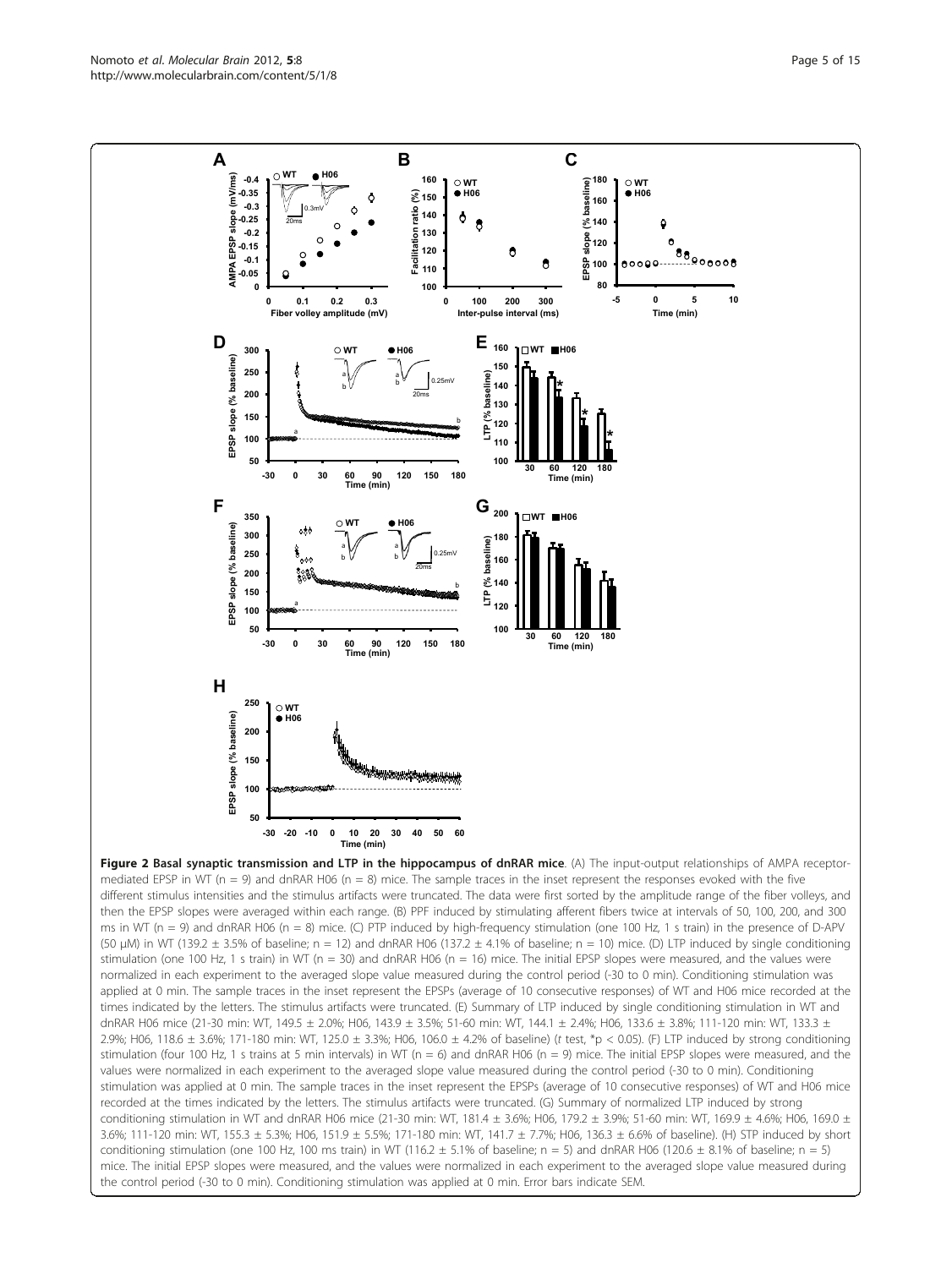**Figure 2 Basal synaptic transmission and LTP in the hippocampus of dnRAR mice**. (A) The input-output relationships of AMPA receptor-mediated EPSP in WT (n = 9) and dnRAR H06 (n = 8) mice. The sample traces in the inset represent the responses evoked with the five different stimulus intensities and the stimulus artifacts were truncated. The data were first sorted by the amplitude range of the fiber volleys, and then the EPSP slopes were averaged within each range. (B) PPF induced by stimulating afferent fibers twice at intervals of 50, 100, 200, and 300 ms in WT (n = 9) and dnRAR H06 (n = 8) mice. (C) PTP induced by high-frequency stimulation (one 100 Hz, 1 s train) in the presence of D-APV (50 μM) in WT (139.2 ± 3.5% of baseline; n = 12) and dnRAR H06 (137.2 ± 4.1% of baseline; n = 10) mice. (D) LTP induced by single conditioning stimulation (one 100 Hz, 1 s train) in WT (n = 30) and dnRAR H06 (n = 16) mice. The initial EPSP slopes were measured, and the values were normalized in each experiment to the averaged slope value measured during the control period (-30 to 0 min). Conditioning stimulation was applied at 0 min. The sample traces in the inset represent the EPSPs (average of 10 consecutive responses) of WT and H06 mice recorded at the times indicated by the letters. The stimulus artifacts were truncated. (E) Summary of LTP induced by single conditioning stimulation in WT and dnRAR H06 mice (21-30 min: WT, 149.5 ± 2.0%; H06, 143.9 ± 3.5%; 51-60 min: WT, 144.1 ± 2.4%; H06, 133.6 ± 3.8%; 111-120 min: WT, 133.3 ± 2.9%; H06, 118.6 ± 3.6%; 171-180 min: WT, 125.0 ± 3.3%; H06, 106.0 ± 4.2% of baseline) (*t* test, *$p < 0.05$). (F) LTP induced by strong conditioning stimulation (four 100 Hz, 1 s trains at 5 min intervals) in WT (n = 6) and dnRAR H06 (n = 9) mice. The initial EPSP slopes were measured, and the values were normalized in each experiment to the averaged slope value measured during the control period (-30 to 0 min). Conditioning stimulation was applied at 0 min. The sample traces in the inset represent the EPSPs (average of 10 consecutive responses) of WT and H06 mice recorded at the times indicated by the letters. The stimulus artifacts were truncated. (G) Summary of normalized LTP induced by strong conditioning stimulation in WT and dnRAR H06 mice (21-30 min: WT, 181.4 ± 3.6%; H06, 179.2 ± 3.9%; 51-60 min: WT, 169.9 ± 4.6%; H06, 169.0 ± 3.6%; 111-120 min: WT, 155.3 ± 5.3%; H06, 151.9 ± 5.5%; 171-180 min: WT, 141.7 ± 7.7%; H06, 136.3 ± 6.6% of baseline). (H) STP induced by short conditioning stimulation (one 100 Hz, 100 ms train) in WT (116.2 ± 5.1% of baseline; n = 5) and dnRAR H06 (120.6 ± 8.1% of baseline; n = 5) mice. The initial EPSP slopes were measured, and the values were normalized in each experiment to the averaged slope value measured during the control period (-30 to 0 min). Conditioning stimulation was applied at 0 min. Error bars indicate SEM.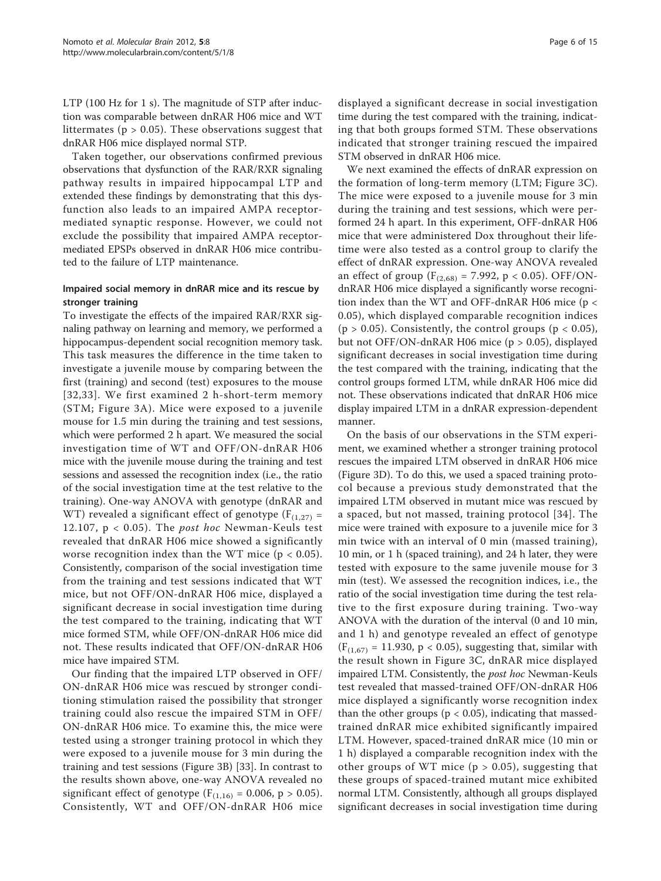LTP (100 Hz for 1 s). The magnitude of STP after induction was comparable between dnRAR H06 mice and WT littermates ($p > 0.05$). These observations suggest that dnRAR H06 mice displayed normal STP.

Taken together, our observations confirmed previous observations that dysfunction of the RAR/RXR signaling pathway results in impaired hippocampal LTP and extended these findings by demonstrating that this dysfunction also leads to an impaired AMPA receptor-mediated synaptic response. However, we could not exclude the possibility that impaired AMPA receptor-mediated EPSPs observed in dnRAR H06 mice contributed to the failure of LTP maintenance.

### Impaired social memory in dnRAR mice and its rescue by stronger training

To investigate the effects of the impaired RAR/RXR signaling pathway on learning and memory, we performed a hippocampus-dependent social recognition memory task. This task measures the difference in the time taken to investigate a juvenile mouse by comparing between the first (training) and second (test) exposures to the mouse [32,33]. We first examined 2 h-short-term memory (STM; Figure 3A). Mice were exposed to a juvenile mouse for 1.5 min during the training and test sessions, which were performed 2 h apart. We measured the social investigation time of WT and OFF/ON-dnRAR H06 mice with the juvenile mouse during the training and test sessions and assessed the recognition index (i.e., the ratio of the social investigation time at the test relative to the training). One-way ANOVA with genotype (dnRAR and WT) revealed a significant effect of genotype ($F_{(1,27)} = 12.107$, $p < 0.05$). The *post hoc* Newman-Keuls test revealed that dnRAR H06 mice showed a significantly worse recognition index than the WT mice ($p < 0.05$). Consistently, comparison of the social investigation time from the training and test sessions indicated that WT mice, but not OFF/ON-dnRAR H06 mice, displayed a significant decrease in social investigation time during the test compared to the training, indicating that WT mice formed STM, while OFF/ON-dnRAR H06 mice did not. These results indicated that OFF/ON-dnRAR H06 mice have impaired STM.

Our finding that the impaired LTP observed in OFF/ON-dnRAR H06 mice was rescued by stronger conditioning stimulation raised the possibility that stronger training could also rescue the impaired STM in OFF/ON-dnRAR H06 mice. To examine this, the mice were tested using a stronger training protocol in which they were exposed to a juvenile mouse for 3 min during the training and test sessions (Figure 3B) [33]. In contrast to the results shown above, one-way ANOVA revealed no significant effect of genotype ($F_{(1,16)} = 0.006$, $p > 0.05$). Consistently, WT and OFF/ON-dnRAR H06 mice displayed a significant decrease in social investigation time during the test compared with the training, indicating that both groups formed STM. These observations indicated that stronger training rescued the impaired STM observed in dnRAR H06 mice.

We next examined the effects of dnRAR expression on the formation of long-term memory (LTM; Figure 3C). The mice were exposed to a juvenile mouse for 3 min during the training and test sessions, which were performed 24 h apart. In this experiment, OFF-dnRAR H06 mice that were administered Dox throughout their lifetime were also tested as a control group to clarify the effect of dnRAR expression. One-way ANOVA revealed an effect of group ($F_{(2,68)} = 7.992$, $p < 0.05$). OFF/ON-dnRAR H06 mice displayed a significantly worse recognition index than the WT and OFF-dnRAR H06 mice ($p < 0.05$), which displayed comparable recognition indices ($p > 0.05$). Consistently, the control groups ($p < 0.05$), but not OFF/ON-dnRAR H06 mice ($p > 0.05$), displayed significant decreases in social investigation time during the test compared with the training, indicating that the control groups formed LTM, while dnRAR H06 mice did not. These observations indicated that dnRAR H06 mice display impaired LTM in a dnRAR expression-dependent manner.

On the basis of our observations in the STM experiment, we examined whether a stronger training protocol rescues the impaired LTM observed in dnRAR H06 mice (Figure 3D). To do this, we used a spaced training protocol because a previous study demonstrated that the impaired LTM observed in mutant mice was rescued by a spaced, but not massed, training protocol [34]. The mice were trained with exposure to a juvenile mice for 3 min twice with an interval of 0 min (massed training), 10 min, or 1 h (spaced training), and 24 h later, they were tested with exposure to the same juvenile mouse for 3 min (test). We assessed the recognition indices, i.e., the ratio of the social investigation time during the test relative to the first exposure during training. Two-way ANOVA with the duration of the interval (0 and 10 min, and 1 h) and genotype revealed an effect of genotype ($F_{(1,67)} = 11.930$, $p < 0.05$), suggesting that, similar with the result shown in Figure 3C, dnRAR mice displayed impaired LTM. Consistently, the *post hoc* Newman-Keuls test revealed that massed-trained OFF/ON-dnRAR H06 mice displayed a significantly worse recognition index than the other groups ($p < 0.05$), indicating that massed-trained dnRAR mice exhibited significantly impaired LTM. However, spaced-trained dnRAR mice (10 min or 1 h) displayed a comparable recognition index with the other groups of WT mice ($p > 0.05$), suggesting that these groups of spaced-trained mutant mice exhibited normal LTM. Consistently, although all groups displayed significant decreases in social investigation time during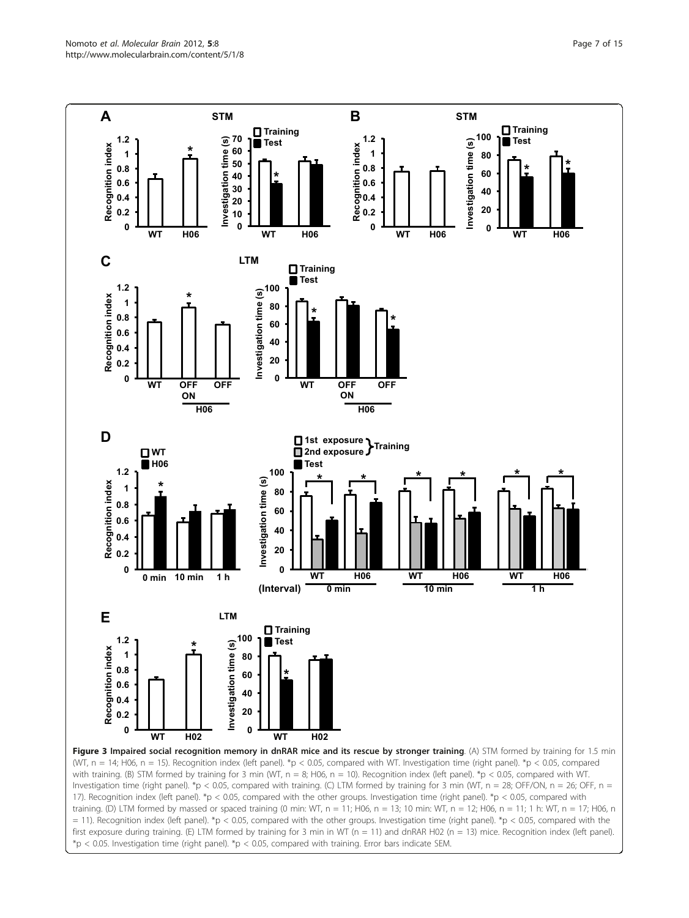**Figure 3 Impaired social recognition memory in dnRAR mice and its rescue by stronger training**. (A) STM formed by training for 1.5 min (WT, n = 14; H06, n = 15). Recognition index (left panel). *p < 0.05, compared with WT. Investigation time (right panel). *p < 0.05, compared with training. (B) STM formed by training for 3 min (WT, n = 8; H06, n = 10). Recognition index (left panel). *p < 0.05, compared with WT. Investigation time (right panel). *p < 0.05, compared with training. (C) LTM formed by training for 3 min (WT, n = 28; OFF/ON, n = 26; OFF, n = 17). Recognition index (left panel). *p < 0.05, compared with the other groups. Investigation time (right panel). *p < 0.05, compared with training. (D) LTM formed by massed or spaced training (0 min: WT, n = 11; H06, n = 13; 10 min: WT, n = 12; H06, n = 11; 1 h: WT, n = 17; H06, n = 11). Recognition index (left panel). *p < 0.05, compared with the other groups. Investigation time (right panel). *p < 0.05, compared with the first exposure during training. (E) LTM formed by training for 3 min in WT (n = 11) and dnRAR H02 (n = 13) mice. Recognition index (left panel). *p < 0.05. Investigation time (right panel). *p < 0.05, compared with training. Error bars indicate SEM.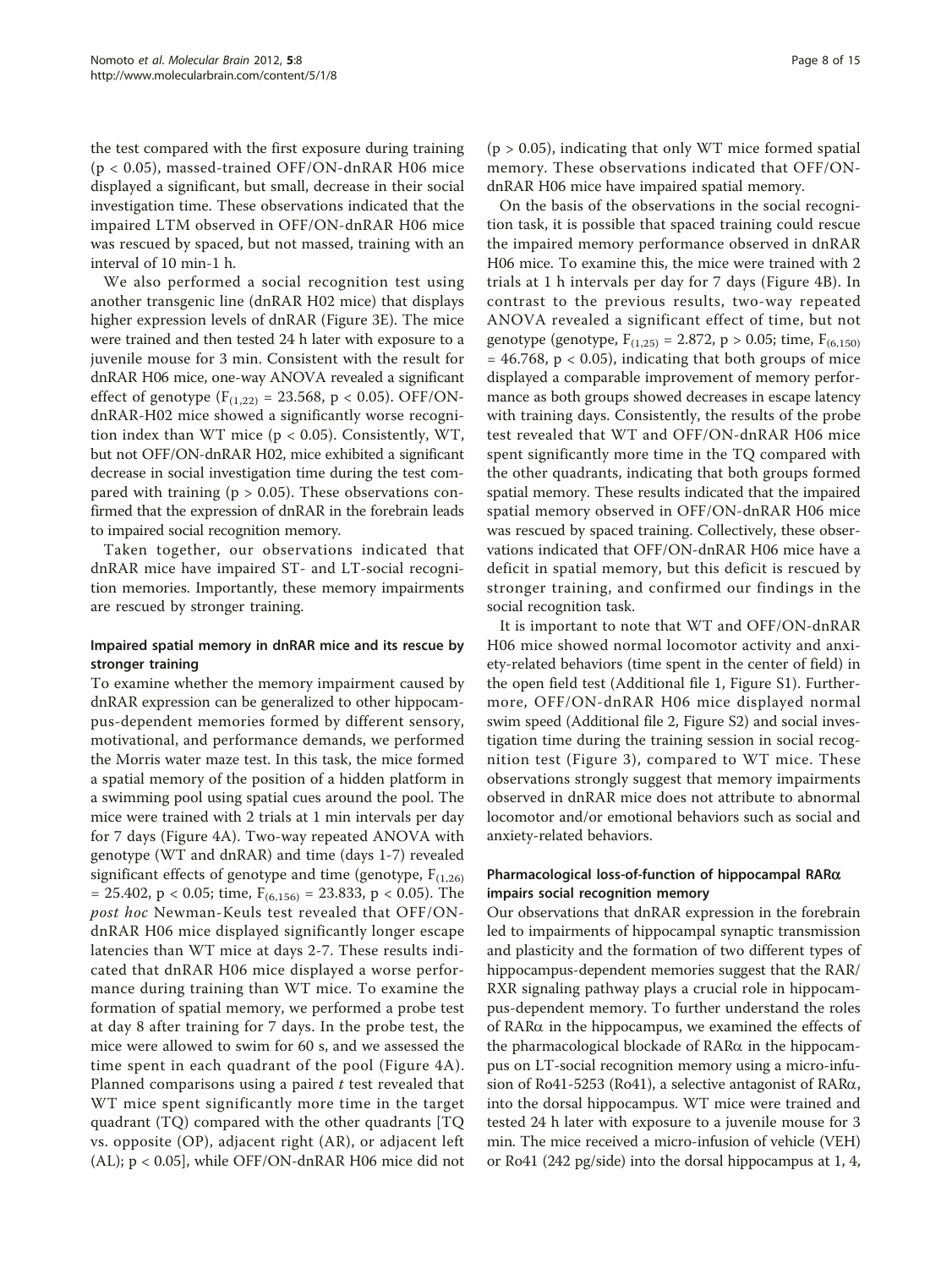the test compared with the first exposure during training ($p < 0.05$), massed-trained OFF/ON-dnRAR H06 mice displayed a significant, but small, decrease in their social investigation time. These observations indicated that the impaired LTM observed in OFF/ON-dnRAR H06 mice was rescued by spaced, but not massed, training with an interval of 10 min-1 h.

We also performed a social recognition test using another transgenic line (dnRAR H02 mice) that displays higher expression levels of dnRAR (Figure 3E). The mice were trained and then tested 24 h later with exposure to a juvenile mouse for 3 min. Consistent with the result for dnRAR H06 mice, one-way ANOVA revealed a significant effect of genotype ($F_{(1,22)} = 23.568$, $p < 0.05$). OFF/ON-dnRAR-H02 mice showed a significantly worse recognition index than WT mice ($p < 0.05$). Consistently, WT, but not OFF/ON-dnRAR H02, mice exhibited a significant decrease in social investigation time during the test compared with training ($p > 0.05$). These observations confirmed that the expression of dnRAR in the forebrain leads to impaired social recognition memory.

Taken together, our observations indicated that dnRAR mice have impaired ST- and LT-social recognition memories. Importantly, these memory impairments are rescued by stronger training.

### Impaired spatial memory in dnRAR mice and its rescue by stronger training

To examine whether the memory impairment caused by dnRAR expression can be generalized to other hippocampus-dependent memories formed by different sensory, motivational, and performance demands, we performed the Morris water maze test. In this task, the mice formed a spatial memory of the position of a hidden platform in a swimming pool using spatial cues around the pool. The mice were trained with 2 trials at 1 min intervals per day for 7 days (Figure 4A). Two-way repeated ANOVA with genotype (WT and dnRAR) and time (days 1-7) revealed significant effects of genotype and time (genotype, $F_{(1,26)} = 25.402$, $p < 0.05$; time, $F_{(6,156)} = 23.833$, $p < 0.05$). The *post hoc* Newman-Keuls test revealed that OFF/ON-dnRAR H06 mice displayed significantly longer escape latencies than WT mice at days 2-7. These results indicated that dnRAR H06 mice displayed a worse performance during training than WT mice. To examine the formation of spatial memory, we performed a probe test at day 8 after training for 7 days. In the probe test, the mice were allowed to swim for 60 s, and we assessed the time spent in each quadrant of the pool (Figure 4A). Planned comparisons using a paired *t* test revealed that WT mice spent significantly more time in the target quadrant (TQ) compared with the other quadrants [TQ vs. opposite (OP), adjacent right (AR), or adjacent left (AL); $p < 0.05$], while OFF/ON-dnRAR H06 mice did not ($p > 0.05$), indicating that only WT mice formed spatial memory. These observations indicated that OFF/ON-dnRAR H06 mice have impaired spatial memory.

On the basis of the observations in the social recognition task, it is possible that spaced training could rescue the impaired memory performance observed in dnRAR H06 mice. To examine this, the mice were trained with 2 trials at 1 h intervals per day for 7 days (Figure 4B). In contrast to the previous results, two-way repeated ANOVA revealed a significant effect of time, but not genotype (genotype, $F_{(1,25)} = 2.872$, $p > 0.05$; time, $F_{(6,150)} = 46.768$, $p < 0.05$), indicating that both groups of mice displayed a comparable improvement of memory performance as both groups showed decreases in escape latency with training days. Consistently, the results of the probe test revealed that WT and OFF/ON-dnRAR H06 mice spent significantly more time in the TQ compared with the other quadrants, indicating that both groups formed spatial memory. These results indicated that the impaired spatial memory observed in OFF/ON-dnRAR H06 mice was rescued by spaced training. Collectively, these observations indicated that OFF/ON-dnRAR H06 mice have a deficit in spatial memory, but this deficit is rescued by stronger training, and confirmed our findings in the social recognition task.

It is important to note that WT and OFF/ON-dnRAR H06 mice showed normal locomotor activity and anxiety-related behaviors (time spent in the center of field) in the open field test (Additional file 1, Figure S1). Furthermore, OFF/ON-dnRAR H06 mice displayed normal swim speed (Additional file 2, Figure S2) and social investigation time during the training session in social recognition test (Figure 3), compared to WT mice. These observations strongly suggest that memory impairments observed in dnRAR mice does not attribute to abnormal locomotor and/or emotional behaviors such as social and anxiety-related behaviors.

### Pharmacological loss-of-function of hippocampal RARα impairs social recognition memory

Our observations that dnRAR expression in the forebrain led to impairments of hippocampal synaptic transmission and plasticity and the formation of two different types of hippocampus-dependent memories suggest that the RAR/RXR signaling pathway plays a crucial role in hippocampus-dependent memory. To further understand the roles of RARα in the hippocampus, we examined the effects of the pharmacological blockade of RARα in the hippocampus on LT-social recognition memory using a micro-infusion of Ro41-5253 (Ro41), a selective antagonist of RARα, into the dorsal hippocampus. WT mice were trained and tested 24 h later with exposure to a juvenile mouse for 3 min. The mice received a micro-infusion of vehicle (VEH) or Ro41 (242 pg/side) into the dorsal hippocampus at 1, 4,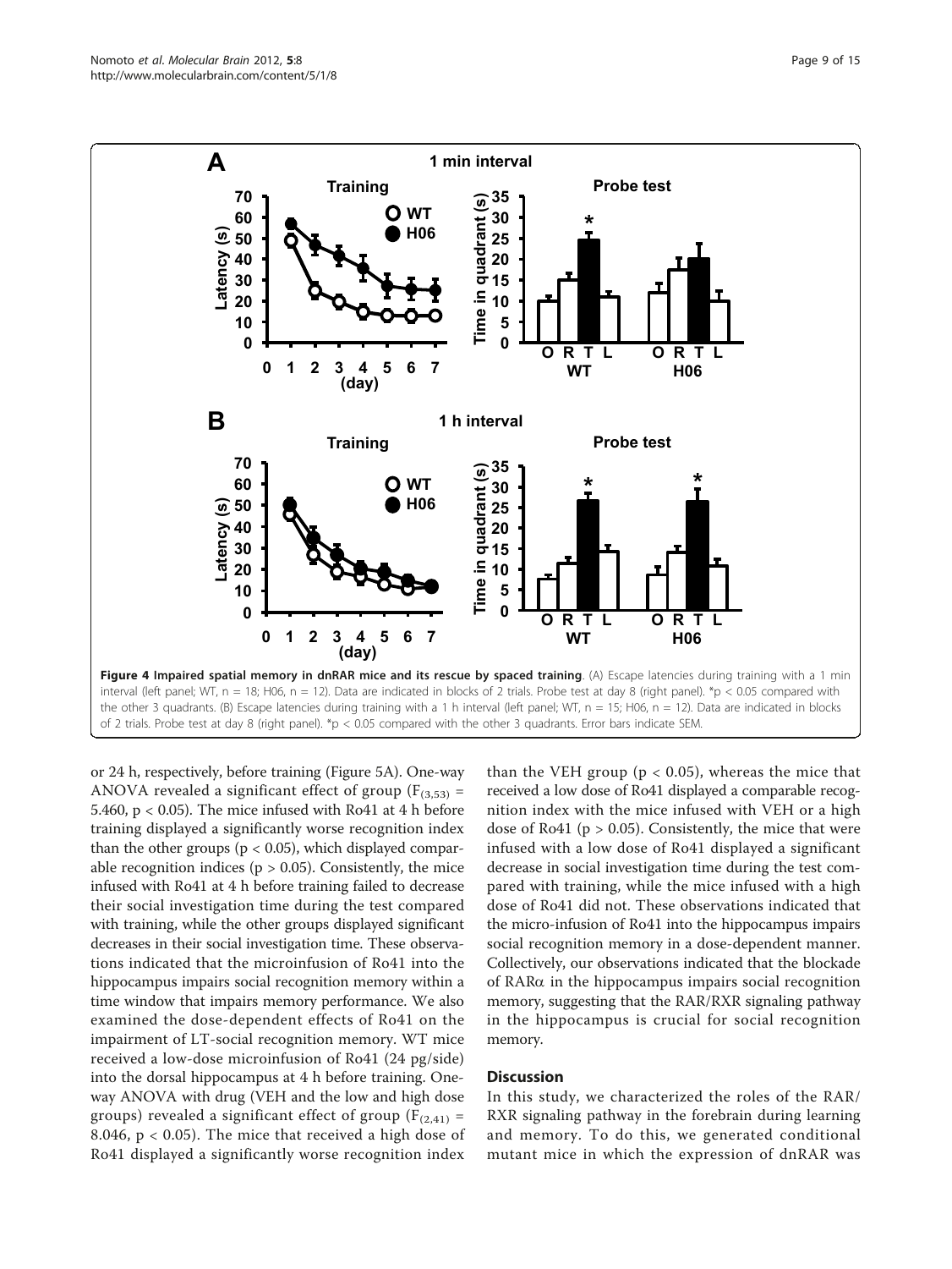**Figure 4 Impaired spatial memory in dnRAR mice and its rescue by spaced training**. (A) Escape latencies during training with a 1 min interval (left panel; WT, n = 18; H06, n = 12). Data are indicated in blocks of 2 trials. Probe test at day 8 (right panel). *p < 0.05 compared with the other 3 quadrants. (B) Escape latencies during training with a 1 h interval (left panel; WT, n = 15; H06, n = 12). Data are indicated in blocks of 2 trials. Probe test at day 8 (right panel). *p < 0.05 compared with the other 3 quadrants. Error bars indicate SEM.

or 24 h, respectively, before training (Figure 5A). One-way ANOVA revealed a significant effect of group ($F_{(3,53)}$ = 5.460, $p < 0.05$). The mice infused with Ro41 at 4 h before training displayed a significantly worse recognition index than the other groups ($p < 0.05$), which displayed comparable recognition indices ($p > 0.05$). Consistently, the mice infused with Ro41 at 4 h before training failed to decrease their social investigation time during the test compared with training, while the other groups displayed significant decreases in their social investigation time. These observations indicated that the microinfusion of Ro41 into the hippocampus impairs social recognition memory within a time window that impairs memory performance. We also examined the dose-dependent effects of Ro41 on the impairment of LT-social recognition memory. WT mice received a low-dose microinfusion of Ro41 (24 pg/side) into the dorsal hippocampus at 4 h before training. One-way ANOVA with drug (VEH and the low and high dose groups) revealed a significant effect of group ($F_{(2,41)}$ = 8.046, $p < 0.05$). The mice that received a high dose of Ro41 displayed a significantly worse recognition index than the VEH group ($p < 0.05$), whereas the mice that received a low dose of Ro41 displayed a comparable recognition index with the mice infused with VEH or a high dose of Ro41 ($p > 0.05$). Consistently, the mice that were infused with a low dose of Ro41 displayed a significant decrease in social investigation time during the test compared with training, while the mice infused with a high dose of Ro41 did not. These observations indicated that the micro-infusion of Ro41 into the hippocampus impairs social recognition memory in a dose-dependent manner. Collectively, our observations indicated that the blockade of RARα in the hippocampus impairs social recognition memory, suggesting that the RAR/RXR signaling pathway in the hippocampus is crucial for social recognition memory.

## Discussion

In this study, we characterized the roles of the RAR/RXR signaling pathway in the forebrain during learning and memory. To do this, we generated conditional mutant mice in which the expression of dnRAR was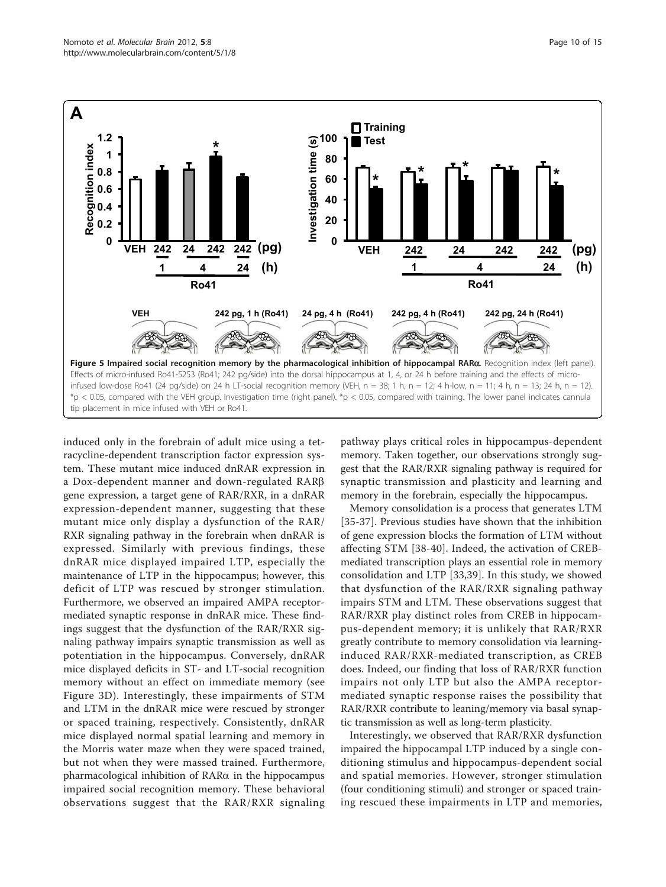**Figure 5 Impaired social recognition memory by the pharmacological inhibition of hippocampal RARα.** Recognition index (left panel). Effects of micro-infused Ro41-5253 (Ro41; 242 pg/side) into the dorsal hippocampus at 1, 4, or 24 h before training and the effects of micro-infused low-dose Ro41 (24 pg/side) on 24 h LT-social recognition memory (VEH, n = 38; 1 h, n = 12; 4 h-low, n = 11; 4 h, n = 13; 24 h, n = 12). *p < 0.05, compared with the VEH group. Investigation time (right panel). *p < 0.05, compared with training. The lower panel indicates cannula tip placement in mice infused with VEH or Ro41.

induced only in the forebrain of adult mice using a tetracycline-dependent transcription factor expression system. These mutant mice induced dnRAR expression in a Dox-dependent manner and down-regulated RARβ gene expression, a target gene of RAR/RXR, in a dnRAR expression-dependent manner, suggesting that these mutant mice only display a dysfunction of the RAR/RXR signaling pathway in the forebrain when dnRAR is expressed. Similarly with previous findings, these dnRAR mice displayed impaired LTP, especially the maintenance of LTP in the hippocampus; however, this deficit of LTP was rescued by stronger stimulation. Furthermore, we observed an impaired AMPA receptor-mediated synaptic response in dnRAR mice. These findings suggest that the dysfunction of the RAR/RXR signaling pathway impairs synaptic transmission as well as potentiation in the hippocampus. Conversely, dnRAR mice displayed deficits in ST- and LT-social recognition memory without an effect on immediate memory (see Figure 3D). Interestingly, these impairments of STM and LTM in the dnRAR mice were rescued by stronger or spaced training, respectively. Consistently, dnRAR mice displayed normal spatial learning and memory in the Morris water maze when they were spaced trained, but not when they were massed trained. Furthermore, pharmacological inhibition of RARα in the hippocampus impaired social recognition memory. These behavioral observations suggest that the RAR/RXR signaling pathway plays critical roles in hippocampus-dependent memory. Taken together, our observations strongly suggest that the RAR/RXR signaling pathway is required for synaptic transmission and plasticity and learning and memory in the forebrain, especially the hippocampus.

Memory consolidation is a process that generates LTM [35-37]. Previous studies have shown that the inhibition of gene expression blocks the formation of LTM without affecting STM [38-40]. Indeed, the activation of CREB-mediated transcription plays an essential role in memory consolidation and LTP [33,39]. In this study, we showed that dysfunction of the RAR/RXR signaling pathway impairs STM and LTM. These observations suggest that RAR/RXR play distinct roles from CREB in hippocampus-dependent memory; it is unlikely that RAR/RXR greatly contribute to memory consolidation via learning-induced RAR/RXR-mediated transcription, as CREB does. Indeed, our finding that loss of RAR/RXR function impairs not only LTP but also the AMPA receptor-mediated synaptic response raises the possibility that RAR/RXR contribute to leaning/memory via basal synaptic transmission as well as long-term plasticity.

Interestingly, we observed that RAR/RXR dysfunction impaired the hippocampal LTP induced by a single conditioning stimulus and hippocampus-dependent social and spatial memories. However, stronger stimulation (four conditioning stimuli) and stronger or spaced training rescued these impairments in LTP and memories,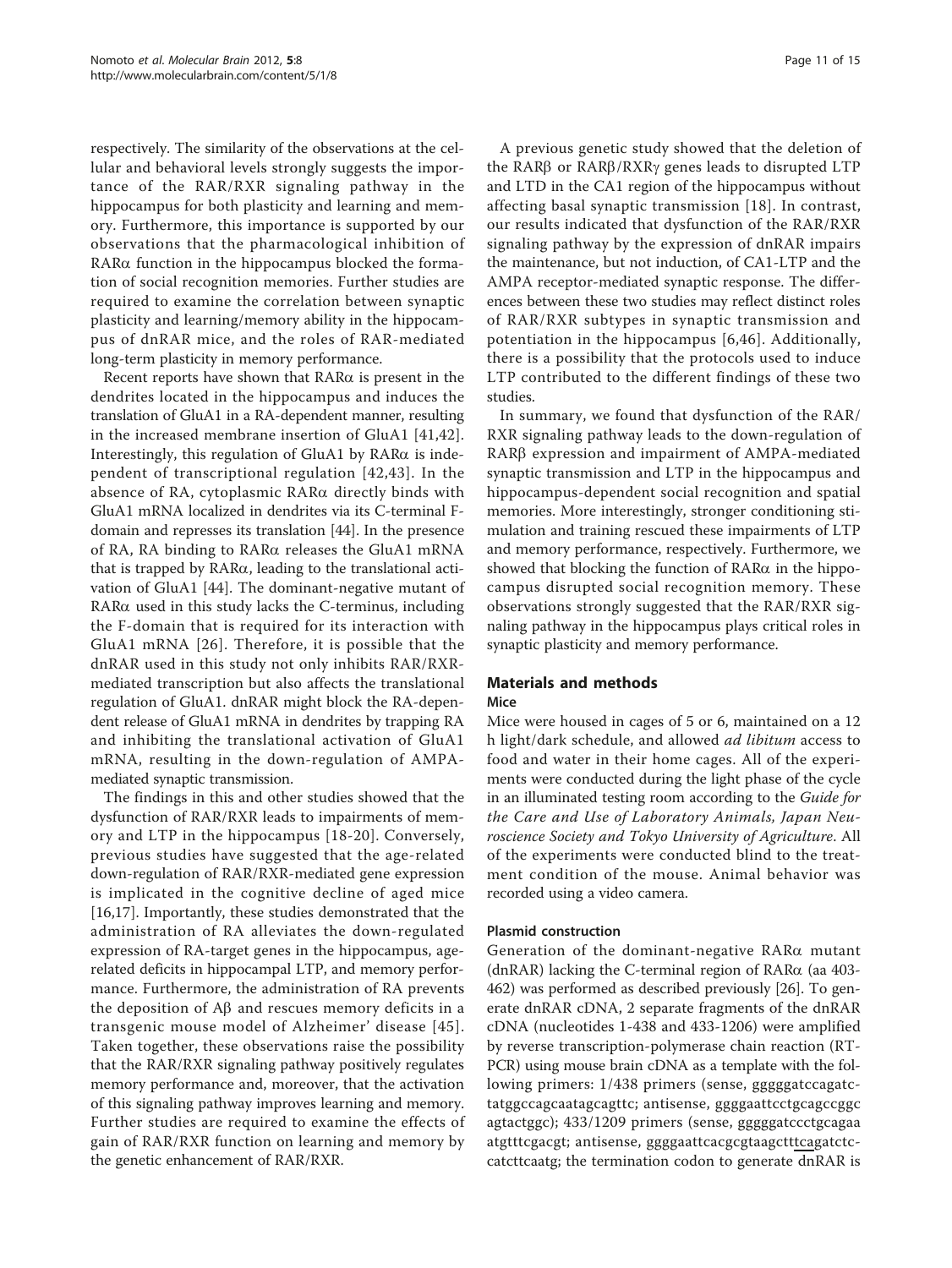respectively. The similarity of the observations at the cellular and behavioral levels strongly suggests the importance of the RAR/RXR signaling pathway in the hippocampus for both plasticity and learning and memory. Furthermore, this importance is supported by our observations that the pharmacological inhibition of RARα function in the hippocampus blocked the formation of social recognition memories. Further studies are required to examine the correlation between synaptic plasticity and learning/memory ability in the hippocampus of dnRAR mice, and the roles of RAR-mediated long-term plasticity in memory performance.

Recent reports have shown that RARα is present in the dendrites located in the hippocampus and induces the translation of GluA1 in a RA-dependent manner, resulting in the increased membrane insertion of GluA1 [41,42]. Interestingly, this regulation of GluA1 by RARα is independent of transcriptional regulation [42,43]. In the absence of RA, cytoplasmic RARα directly binds with GluA1 mRNA localized in dendrites via its C-terminal F-domain and represses its translation [44]. In the presence of RA, RA binding to RARα releases the GluA1 mRNA that is trapped by RARα, leading to the translational activation of GluA1 [44]. The dominant-negative mutant of RARα used in this study lacks the C-terminus, including the F-domain that is required for its interaction with GluA1 mRNA [26]. Therefore, it is possible that the dnRAR used in this study not only inhibits RAR/RXR-mediated transcription but also affects the translational regulation of GluA1. dnRAR might block the RA-dependent release of GluA1 mRNA in dendrites by trapping RA and inhibiting the translational activation of GluA1 mRNA, resulting in the down-regulation of AMPA-mediated synaptic transmission.

The findings in this and other studies showed that the dysfunction of RAR/RXR leads to impairments of memory and LTP in the hippocampus [18-20]. Conversely, previous studies have suggested that the age-related down-regulation of RAR/RXR-mediated gene expression is implicated in the cognitive decline of aged mice [16,17]. Importantly, these studies demonstrated that the administration of RA alleviates the down-regulated expression of RA-target genes in the hippocampus, age-related deficits in hippocampal LTP, and memory performance. Furthermore, the administration of RA prevents the deposition of Aβ and rescues memory deficits in a transgenic mouse model of Alzheimer' disease [45]. Taken together, these observations raise the possibility that the RAR/RXR signaling pathway positively regulates memory performance and, moreover, that the activation of this signaling pathway improves learning and memory. Further studies are required to examine the effects of gain of RAR/RXR function on learning and memory by the genetic enhancement of RAR/RXR.

A previous genetic study showed that the deletion of the RARβ or RARβ/RXRγ genes leads to disrupted LTP and LTD in the CA1 region of the hippocampus without affecting basal synaptic transmission [18]. In contrast, our results indicated that dysfunction of the RAR/RXR signaling pathway by the expression of dnRAR impairs the maintenance, but not induction, of CA1-LTP and the AMPA receptor-mediated synaptic response. The differences between these two studies may reflect distinct roles of RAR/RXR subtypes in synaptic transmission and potentiation in the hippocampus [6,46]. Additionally, there is a possibility that the protocols used to induce LTP contributed to the different findings of these two studies.

In summary, we found that dysfunction of the RAR/RXR signaling pathway leads to the down-regulation of RARβ expression and impairment of AMPA-mediated synaptic transmission and LTP in the hippocampus and hippocampus-dependent social recognition and spatial memories. More interestingly, stronger conditioning stimulation and training rescued these impairments of LTP and memory performance, respectively. Furthermore, we showed that blocking the function of RARα in the hippocampus disrupted social recognition memory. These observations strongly suggested that the RAR/RXR signaling pathway in the hippocampus plays critical roles in synaptic plasticity and memory performance.

## Materials and methods

### Mice

Mice were housed in cages of 5 or 6, maintained on a 12 h light/dark schedule, and allowed *ad libitum* access to food and water in their home cages. All of the experiments were conducted during the light phase of the cycle in an illuminated testing room according to the *Guide for the Care and Use of Laboratory Animals, Japan Neuroscience Society and Tokyo University of Agriculture*. All of the experiments were conducted blind to the treatment condition of the mouse. Animal behavior was recorded using a video camera.

### Plasmid construction

Generation of the dominant-negative RARα mutant (dnRAR) lacking the C-terminal region of RARα (aa 403-462) was performed as described previously [26]. To generate dnRAR cDNA, 2 separate fragments of the dnRAR cDNA (nucleotides 1-438 and 433-1206) were amplified by reverse transcription-polymerase chain reaction (RT-PCR) using mouse brain cDNA as a template with the following primers: 1/438 primers (sense, gggggatccagatctatggccagcaatagcagttc; antisense, ggggaattcctgcagccggcagtactggc); 433/1209 primers (sense, gggggatccctgcagaaatgtttcgacgt; antisense, ggggaattcacgcgtaagctttcagatctccatcttcaatg; the termination codon to generate dnRAR is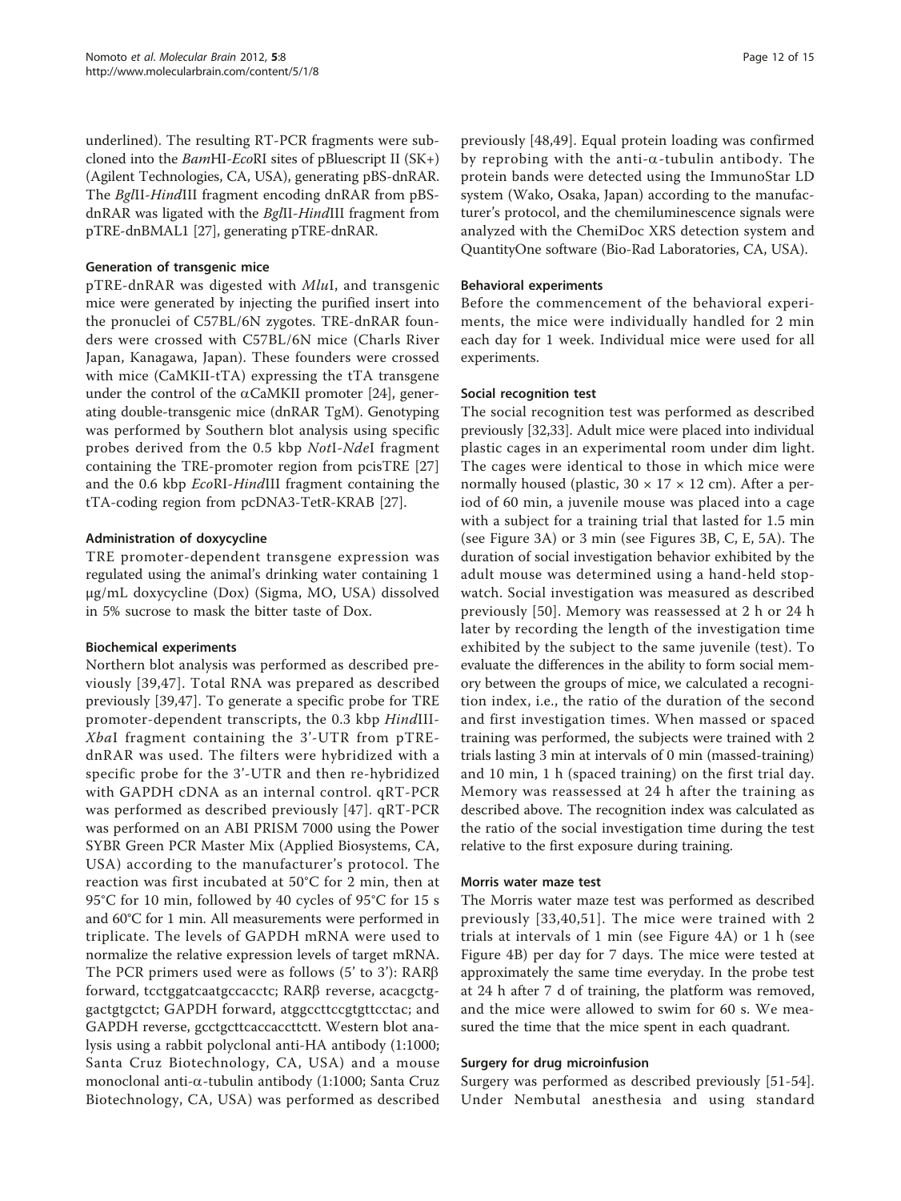underlined). The resulting RT-PCR fragments were subcloned into the *Bam*HI-*Eco*RI sites of pBluescript II (SK+) (Agilent Technologies, CA, USA), generating pBS-dnRAR. The *Bgl*II-*Hin*dIII fragment encoding dnRAR from pBS-dnRAR was ligated with the *Bgl*II-*Hin*dIII fragment from pTRE-dnBMAL1 [27], generating pTRE-dnRAR.

### Generation of transgenic mice

pTRE-dnRAR was digested with *Mlu*I, and transgenic mice were generated by injecting the purified insert into the pronuclei of C57BL/6N zygotes. TRE-dnRAR founders were crossed with C57BL/6N mice (Charls River Japan, Kanagawa, Japan). These founders were crossed with mice (CaMKII-tTA) expressing the tTA transgene under the control of the αCaMKII promoter [24], generating double-transgenic mice (dnRAR TgM). Genotyping was performed by Southern blot analysis using specific probes derived from the 0.5 kbp *Not*I-*Nde*I fragment containing the TRE-promoter region from pcisTRE [27] and the 0.6 kbp *Eco*RI-*Hin*dIII fragment containing the tTA-coding region from pcDNA3-TetR-KRAB [27].

### Administration of doxycycline

TRE promoter-dependent transgene expression was regulated using the animal's drinking water containing 1 μg/mL doxycycline (Dox) (Sigma, MO, USA) dissolved in 5% sucrose to mask the bitter taste of Dox.

### Biochemical experiments

Northern blot analysis was performed as described previously [39,47]. Total RNA was prepared as described previously [39,47]. To generate a specific probe for TRE promoter-dependent transcripts, the 0.3 kbp *Hin*dIII-*Xba*I fragment containing the 3'-UTR from pTRE-dnRAR was used. The filters were hybridized with a specific probe for the 3'-UTR and then re-hybridized with GAPDH cDNA as an internal control. qRT-PCR was performed as described previously [47]. qRT-PCR was performed on an ABI PRISM 7000 using the Power SYBR Green PCR Master Mix (Applied Biosystems, CA, USA) according to the manufacturer's protocol. The reaction was first incubated at 50°C for 2 min, then at 95°C for 10 min, followed by 40 cycles of 95°C for 15 s and 60°C for 1 min. All measurements were performed in triplicate. The levels of GAPDH mRNA were used to normalize the relative expression levels of target mRNA. The PCR primers used were as follows (5' to 3'): RARβ forward, tcctggatcaatgccacctc; RARβ reverse, acacgctggactgtgctct; GAPDH forward, atggccttccgtgttcctac; and GAPDH reverse, gcctgcttcaccaccttctt. Western blot analysis using a rabbit polyclonal anti-HA antibody (1:1000; Santa Cruz Biotechnology, CA, USA) and a mouse monoclonal anti-α-tubulin antibody (1:1000; Santa Cruz Biotechnology, CA, USA) was performed as described previously [48,49]. Equal protein loading was confirmed by reprobing with the anti-α-tubulin antibody. The protein bands were detected using the ImmunoStar LD system (Wako, Osaka, Japan) according to the manufacturer's protocol, and the chemiluminescence signals were analyzed with the ChemiDoc XRS detection system and QuantityOne software (Bio-Rad Laboratories, CA, USA).

### Behavioral experiments

Before the commencement of the behavioral experiments, the mice were individually handled for 2 min each day for 1 week. Individual mice were used for all experiments.

### Social recognition test

The social recognition test was performed as described previously [32,33]. Adult mice were placed into individual plastic cages in an experimental room under dim light. The cages were identical to those in which mice were normally housed (plastic, 30 × 17 × 12 cm). After a period of 60 min, a juvenile mouse was placed into a cage with a subject for a training trial that lasted for 1.5 min (see Figure 3A) or 3 min (see Figures 3B, C, E, 5A). The duration of social investigation behavior exhibited by the adult mouse was determined using a hand-held stopwatch. Social investigation was measured as described previously [50]. Memory was reassessed at 2 h or 24 h later by recording the length of the investigation time exhibited by the subject to the same juvenile (test). To evaluate the differences in the ability to form social memory between the groups of mice, we calculated a recognition index, i.e., the ratio of the duration of the second and first investigation times. When massed or spaced training was performed, the subjects were trained with 2 trials lasting 3 min at intervals of 0 min (massed-training) and 10 min, 1 h (spaced training) on the first trial day. Memory was reassessed at 24 h after the training as described above. The recognition index was calculated as the ratio of the social investigation time during the test relative to the first exposure during training.

### Morris water maze test

The Morris water maze test was performed as described previously [33,40,51]. The mice were trained with 2 trials at intervals of 1 min (see Figure 4A) or 1 h (see Figure 4B) per day for 7 days. The mice were tested at approximately the same time everyday. In the probe test at 24 h after 7 d of training, the platform was removed, and the mice were allowed to swim for 60 s. We measured the time that the mice spent in each quadrant.

### Surgery for drug microinfusion

Surgery was performed as described previously [51-54]. Under Nembutal anesthesia and using standard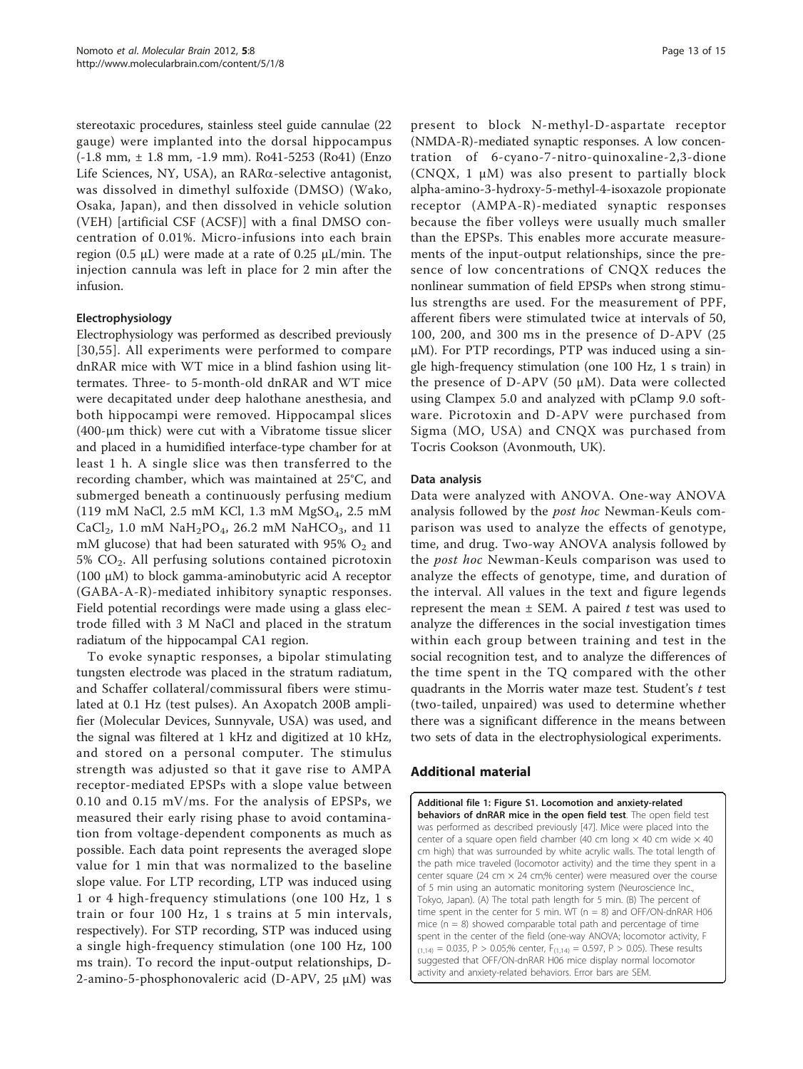stereotaxic procedures, stainless steel guide cannulae (22 gauge) were implanted into the dorsal hippocampus (-1.8 mm, ± 1.8 mm, -1.9 mm). Ro41-5253 (Ro41) (Enzo Life Sciences, NY, USA), an RARα-selective antagonist, was dissolved in dimethyl sulfoxide (DMSO) (Wako, Osaka, Japan), and then dissolved in vehicle solution (VEH) [artificial CSF (ACSF)] with a final DMSO concentration of 0.01%. Micro-infusions into each brain region (0.5 μL) were made at a rate of 0.25 μL/min. The injection cannula was left in place for 2 min after the infusion.

### Electrophysiology

Electrophysiology was performed as described previously [30,55]. All experiments were performed to compare dnRAR mice with WT mice in a blind fashion using littermates. Three- to 5-month-old dnRAR and WT mice were decapitated under deep halothane anesthesia, and both hippocampi were removed. Hippocampal slices (400-μm thick) were cut with a Vibratome tissue slicer and placed in a humidified interface-type chamber for at least 1 h. A single slice was then transferred to the recording chamber, which was maintained at 25°C, and submerged beneath a continuously perfusing medium (119 mM NaCl, 2.5 mM KCl, 1.3 mM $MgSO_4$, 2.5 mM $CaCl_2$, 1.0 mM $NaH_2PO_4$, 26.2 mM $NaHCO_3$, and 11 mM glucose) that had been saturated with 95% $O_2$ and 5% $CO_2$. All perfusing solutions contained picrotoxin (100 μM) to block gamma-aminobutyric acid A receptor (GABA-A-R)-mediated inhibitory synaptic responses. Field potential recordings were made using a glass electrode filled with 3 M NaCl and placed in the stratum radiatum of the hippocampal CA1 region.

To evoke synaptic responses, a bipolar stimulating tungsten electrode was placed in the stratum radiatum, and Schaffer collateral/commissural fibers were stimulated at 0.1 Hz (test pulses). An Axopatch 200B amplifier (Molecular Devices, Sunnyvale, USA) was used, and the signal was filtered at 1 kHz and digitized at 10 kHz, and stored on a personal computer. The stimulus strength was adjusted so that it gave rise to AMPA receptor-mediated EPSPs with a slope value between 0.10 and 0.15 mV/ms. For the analysis of EPSPs, we measured their early rising phase to avoid contamination from voltage-dependent components as much as possible. Each data point represents the averaged slope value for 1 min that was normalized to the baseline slope value. For LTP recording, LTP was induced using 1 or 4 high-frequency stimulations (one 100 Hz, 1 s train or four 100 Hz, 1 s trains at 5 min intervals, respectively). For STP recording, STP was induced using a single high-frequency stimulation (one 100 Hz, 100 ms train). To record the input-output relationships, D-2-amino-5-phosphonovaleric acid (D-APV, 25 μM) was present to block N-methyl-D-aspartate receptor (NMDA-R)-mediated synaptic responses. A low concentration of 6-cyano-7-nitro-quinoxaline-2,3-dione (CNQX, 1 μM) was also present to partially block alpha-amino-3-hydroxy-5-methyl-4-isoxazole propionate receptor (AMPA-R)-mediated synaptic responses because the fiber volleys were usually much smaller than the EPSPs. This enables more accurate measurements of the input-output relationships, since the presence of low concentrations of CNQX reduces the nonlinear summation of field EPSPs when strong stimulus strengths are used. For the measurement of PPF, afferent fibers were stimulated twice at intervals of 50, 100, 200, and 300 ms in the presence of D-APV (25 μM). For PTP recordings, PTP was induced using a single high-frequency stimulation (one 100 Hz, 1 s train) in the presence of D-APV (50 μM). Data were collected using Clampex 5.0 and analyzed with pClamp 9.0 software. Picrotoxin and D-APV were purchased from Sigma (MO, USA) and CNQX was purchased from Tocris Cookson (Avonmouth, UK).

### Data analysis

Data were analyzed with ANOVA. One-way ANOVA analysis followed by the *post hoc* Newman-Keuls comparison was used to analyze the effects of genotype, time, and drug. Two-way ANOVA analysis followed by the *post hoc* Newman-Keuls comparison was used to analyze the effects of genotype, time, and duration of the interval. All values in the text and figure legends represent the mean ± SEM. A paired *t* test was used to analyze the differences in the social investigation times within each group between training and test in the social recognition test, and to analyze the differences of the time spent in the TQ compared with the other quadrants in the Morris water maze test. Student's *t* test (two-tailed, unpaired) was used to determine whether there was a significant difference in the means between two sets of data in the electrophysiological experiments.

## Additional material

**Additional file 1: Figure S1. Locomotion and anxiety-related behaviors of dnRAR mice in the open field test**. The open field test was performed as described previously [47]. Mice were placed into the center of a square open field chamber (40 cm long × 40 cm wide × 40 cm high) that was surrounded by white acrylic walls. The total length of the path mice traveled (locomotor activity) and the time they spent in a center square (24 cm × 24 cm;% center) were measured over the course of 5 min using an automatic monitoring system (Neuroscience Inc., Tokyo, Japan). (A) The total path length for 5 min. (B) The percent of time spent in the center for 5 min. WT (n = 8) and OFF/ON-dnRAR H06 mice (n = 8) showed comparable total path and percentage of time spent in the center of the field (one-way ANOVA; locomotor activity, $F_{(1,14)} = 0.035$, $P > 0.05$;% center, $F_{(1,14)} = 0.597$, $P > 0.05$). These results suggested that OFF/ON-dnRAR H06 mice display normal locomotor activity and anxiety-related behaviors. Error bars are SEM.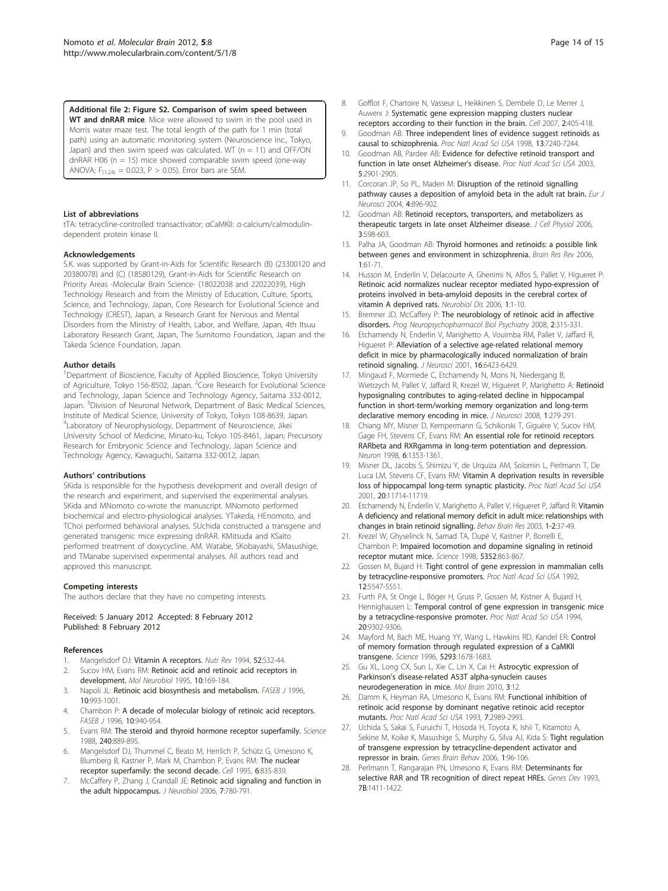**Additional file 2: Figure S2. Comparison of swim speed between WT and dnRAR mice**. Mice were allowed to swim in the pool used in Morris water maze test. The total length of the path for 1 min (total path) using an automatic monitoring system (Neuroscience Inc., Tokyo, Japan) and then swim speed was calculated. WT (n = 11) and OFF/ON dnRAR H06 (n = 15) mice showed comparable swim speed (one-way ANOVA; $F_{(1,24)} = 0.023$, $P > 0.05$). Error bars are SEM.

#### List of abbreviations

tTA: tetracycline-controlled transactivator; αCaMKII: α-calcium/calmodulin-dependent protein kinase II.

#### Acknowledgements

S.K. was supported by Grant-in-Aids for Scientific Research (B) (23300120 and 20380078) and (C) (18580129), Grant-in-Aids for Scientific Research on Priority Areas -Molecular Brain Science- (18022038 and 22022039), High Technology Research and from the Ministry of Education, Culture, Sports, Science, and Technology, Japan, Core Research for Evolutional Science and Technology (CREST), Japan, a Research Grant for Nervous and Mental Disorders from the Ministry of Health, Labor, and Welfare, Japan, 4th Itsuu Laboratory Research Grant, Japan, The Sumitomo Foundation, Japan and the Takeda Science Foundation, Japan.

#### Author details

[1]Department of Bioscience, Faculty of Applied Bioscience, Tokyo University of Agriculture, Tokyo 156-8502, Japan. [2]Core Research for Evolutional Science and Technology, Japan Science and Technology Agency, Saitama 332-0012, Japan. [3]Division of Neuronal Network, Department of Basic Medical Sciences, Institute of Medical Science, University of Tokyo, Tokyo 108-8639, Japan. [4]Laboratory of Neurophysiology, Department of Neuroscience, Jikei University School of Medicine, Minato-ku, Tokyo 105-8461, Japan; Precursory Research for Embryonic Science and Technology, Japan Science and Technology Agency, Kawaguchi, Saitama 332-0012, Japan.

#### Authors' contributions

SKida is responsible for the hypothesis development and overall design of the research and experiment, and supervised the experimental analyses. SKida and MNomoto co-wrote the manuscript. MNomoto performed biochemical and electro-physiological analyses. YTakeda, HEnomoto, and TChoi performed behavioral analyses. SUchida constructed a transgene and generated transgenic mice expressing dnRAR. KMitsuda and KSaito performed treatment of doxycycline. AM. Watabe, SKobayashi, SMasushige, and TManabe supervised experimental analyses. All authors read and approved this manuscript.

#### Competing interests

The authors declare that they have no competing interests.

Received: 5 January 2012 Accepted: 8 February 2012
Published: 8 February 2012

#### References

1. Mangelsdorf DJ: **Vitamin A receptors.** *Nutr Rev* 1994, **52**:S32-44.
2. Sucov HM, Evans RM: **Retinoic acid and retinoic acid receptors in development.** *Mol Neurobiol* 1995, **10**:169-184.
3. Napoli JL: **Retinoic acid biosynthesis and metabolism.** *FASEB J* 1996, **10**:993-1001.
4. Chambon P: **A decade of molecular biology of retinoic acid receptors.** *FASEB J* 1996, **10**:940-954.
5. Evans RM: **The steroid and thyroid hormone receptor superfamily.** *Science* 1988, **240**:889-895.
6. Mangelsdorf DJ, Thummel C, Beato M, Herrlich P, Schütz G, Umesono K, Blumberg B, Kastner P, Mark M, Chambon P, Evans RM: **The nuclear receptor superfamily: the second decade.** *Cell* 1995, **6**:835-839.
7. McCaffery P, Zhang J, Crandall JE: **Retinoic acid signaling and function in the adult hippocampus.** *J Neurobiol* 2006, **7**:780-791.
8. Gofflot F, Chartoire N, Vasseur L, Heikkinen S, Dembele D, Le Merrer J, Auwerx J: **Systematic gene expression mapping clusters nuclear receptors according to their function in the brain.** *Cell* 2007, **2**:405-418.
9. Goodman AB: **Three independent lines of evidence suggest retinoids as causal to schizophrenia.** *Proc Natl Acad Sci USA* 1998, **13**:7240-7244.
10. Goodman AB, Pardee AB: **Evidence for defective retinoid transport and function in late onset Alzheimer's disease.** *Proc Natl Acad Sci USA* 2003, **5**:2901-2905.
11. Corcoran JP, So PL, Maden M: **Disruption of the retinoid signalling pathway causes a deposition of amyloid beta in the adult rat brain.** *Eur J Neurosci* 2004, **4**:896-902.
12. Goodman AB: **Retinoid receptors, transporters, and metabolizers as therapeutic targets in late onset Alzheimer disease.** *J Cell Physiol* 2006, **3**:598-603.
13. Palha JA, Goodman AB: **Thyroid hormones and retinoids: a possible link between genes and environment in schizophrenia.** *Brain Res Rev* 2006, **1**:61-71.
14. Husson M, Enderlin V, Delacourte A, Ghenimi N, Alfos S, Pallet V, Higueret P: **Retinoic acid normalizes nuclear receptor mediated hypo-expression of proteins involved in beta-amyloid deposits in the cerebral cortex of vitamin A deprived rats.** *Neurobiol Dis* 2006, **1**:1-10.
15. Bremner JD, McCaffery P: **The neurobiology of retinoic acid in affective disorders.** *Prog Neuropsychopharmacol Biol Psychiatry* 2008, **2**:315-331.
16. Etchamendy N, Enderlin V, Marighetto A, Vouimba RM, Pallet V, Jaffard R, Higueret P: **Alleviation of a selective age-related relational memory deficit in mice by pharmacologically induced normalization of brain retinoid signaling.** *J Neurosci* 2001, **16**:6423-6429.
17. Mingaud F, Mormede C, Etchamendy N, Mons N, Niedergang B, Wietrzych M, Pallet V, Jaffard R, Krezel W, Higueret P, Marighetto A: **Retinoid hyposignaling contributes to aging-related decline in hippocampal function in short-term/working memory organization and long-term declarative memory encoding in mice.** *J Neurosci* 2008, **1**:279-291.
18. Chiang MY, Misner D, Kempermann G, Schikorski T, Giguère V, Sucov HM, Gage FH, Stevens CF, Evans RM: **An essential role for retinoid receptors RARbeta and RXRgamma in long-term potentiation and depression.** *Neuron* 1998, **6**:1353-1361.
19. Misner DL, Jacobs S, Shimizu Y, de Urquiza AM, Solomin L, Perlmann T, De Luca LM, Stevens CF, Evans RM: **Vitamin A deprivation results in reversible loss of hippocampal long-term synaptic plasticity.** *Proc Natl Acad Sci USA* 2001, **20**:11714-11719.
20. Etchamendy N, Enderlin V, Marighetto A, Pallet V, Higueret P, Jaffard R: **Vitamin A deficiency and relational memory deficit in adult mice: relationships with changes in brain retinoid signalling.** *Behav Brain Res* 2003, **1-2**:37-49.
21. Krezel W, Ghyselinck N, Samad TA, Dupé V, Kastner P, Borrelli E, Chambon P: **Impaired locomotion and dopamine signaling in retinoid receptor mutant mice.** *Science* 1998, **5352**:863-867.
22. Gossen M, Bujard H: **Tight control of gene expression in mammalian cells by tetracycline-responsive promoters.** *Proc Natl Acad Sci USA* 1992, **12**:5547-5551.
23. Furth PA, St Onge L, Böger H, Gruss P, Gossen M, Kistner A, Bujard H, Hennighausen L: **Temporal control of gene expression in transgenic mice by a tetracycline-responsive promoter.** *Proc Natl Acad Sci USA* 1994, **20**:9302-9306.
24. Mayford M, Bach ME, Huang YY, Wang L, Hawkins RD, Kandel ER: **Control of memory formation through regulated expression of a CaMKII transgene.** *Science* 1996, **5293**:1678-1683.
25. Gu XL, Long CX, Sun L, Xie C, Lin X, Cai H: **Astrocytic expression of Parkinson's disease-related A53T alpha-synuclein causes neurodegeneration in mice.** *Mol Brain* 2010, **3**:12.
26. Damm K, Heyman RA, Umesono K, Evans RM: **Functional inhibition of retinoic acid response by dominant negative retinoic acid receptor mutants.** *Proc Natl Acad Sci USA* 1993, **7**:2989-2993.
27. Uchida S, Sakai S, Furuichi T, Hosoda H, Toyota K, Ishii T, Kitamoto A, Sekine M, Koike K, Masushige S, Murphy G, Silva AJ, Kida S: **Tight regulation of transgene expression by tetracycline-dependent activator and repressor in brain.** *Genes Brain Behav* 2006, **1**:96-106.
28. Perlmann T, Rangarajan PN, Umesono K, Evans RM: **Determinants for selective RAR and TR recognition of direct repeat HREs.** *Genes Dev* 1993, **7B**:1411-1422.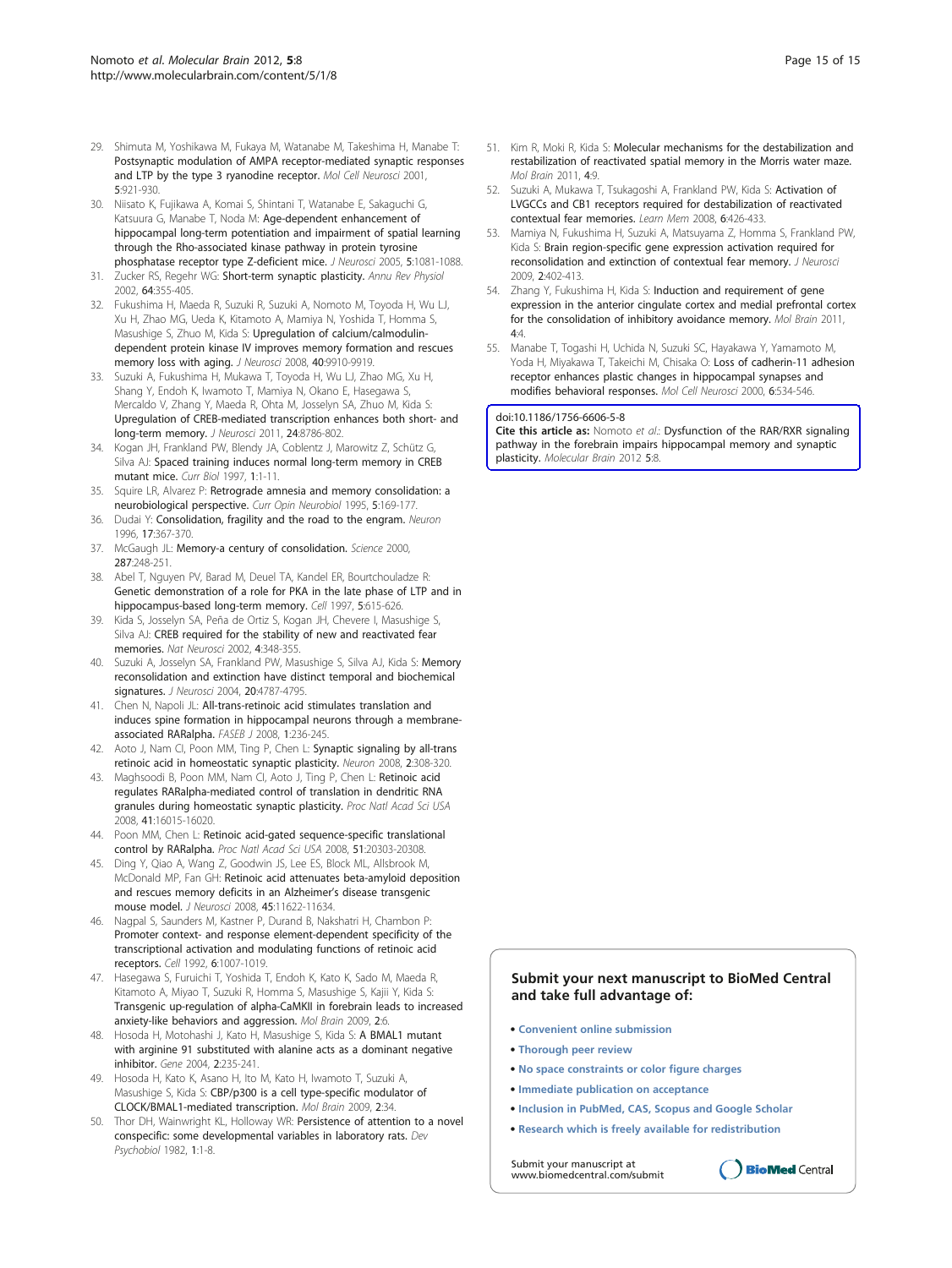29. Shimuta M, Yoshikawa M, Fukaya M, Watanabe M, Takeshima H, Manabe T: Postsynaptic modulation of AMPA receptor-mediated synaptic responses and LTP by the type 3 ryanodine receptor. *Mol Cell Neurosci* 2001, 5:921-930.
30. Niisato K, Fujikawa A, Komai S, Shintani T, Watanabe E, Sakaguchi G, Katsuura G, Manabe T, Noda M: Age-dependent enhancement of hippocampal long-term potentiation and impairment of spatial learning through the Rho-associated kinase pathway in protein tyrosine phosphatase receptor type Z-deficient mice. *J Neurosci* 2005, 5:1081-1088.
31. Zucker RS, Regehr WG: Short-term synaptic plasticity. *Annu Rev Physiol* 2002, 64:355-405.
32. Fukushima H, Maeda R, Suzuki R, Suzuki A, Nomoto M, Toyoda H, Wu LJ, Xu H, Zhao MG, Ueda K, Kitamoto A, Mamiya N, Yoshida T, Homma S, Masushige S, Zhuo M, Kida S: Upregulation of calcium/calmodulin-dependent protein kinase IV improves memory formation and rescues memory loss with aging. *J Neurosci* 2008, 40:9910-9919.
33. Suzuki A, Fukushima H, Mukawa T, Toyoda H, Wu LJ, Zhao MG, Xu H, Shang Y, Endoh K, Iwamoto T, Mamiya N, Okano E, Hasegawa S, Mercaldo V, Zhang Y, Maeda R, Ohta M, Josselyn SA, Zhuo M, Kida S: Upregulation of CREB-mediated transcription enhances both short- and long-term memory. *J Neurosci* 2011, 24:8786-802.
34. Kogan JH, Frankland PW, Blendy JA, Coblentz J, Marowitz Z, Schütz G, Silva AJ: Spaced training induces normal long-term memory in CREB mutant mice. *Curr Biol* 1997, 1:1-11.
35. Squire LR, Alvarez P: Retrograde amnesia and memory consolidation: a neurobiological perspective. *Curr Opin Neurobiol* 1995, 5:169-177.
36. Dudai Y: Consolidation, fragility and the road to the engram. *Neuron* 1996, 17:367-370.
37. McGaugh JL: Memory-a century of consolidation. *Science* 2000, 287:248-251.
38. Abel T, Nguyen PV, Barad M, Deuel TA, Kandel ER, Bourtchouladze R: Genetic demonstration of a role for PKA in the late phase of LTP and in hippocampus-based long-term memory. *Cell* 1997, 5:615-626.
39. Kida S, Josselyn SA, Peña de Ortiz S, Kogan JH, Chevere I, Masushige S, Silva AJ: CREB required for the stability of new and reactivated fear memories. *Nat Neurosci* 2002, 4:348-355.
40. Suzuki A, Josselyn SA, Frankland PW, Masushige S, Silva AJ, Kida S: Memory reconsolidation and extinction have distinct temporal and biochemical signatures. *J Neurosci* 2004, 20:4787-4795.
41. Chen N, Napoli JL: All-trans-retinoic acid stimulates translation and induces spine formation in hippocampal neurons through a membrane-associated RARalpha. *FASEB J* 2008, 1:236-245.
42. Aoto J, Nam CI, Poon MM, Ting P, Chen L: Synaptic signaling by all-trans retinoic acid in homeostatic synaptic plasticity. *Neuron* 2008, 2:308-320.
43. Maghsoodi B, Poon MM, Nam CI, Aoto J, Ting P, Chen L: Retinoic acid regulates RARalpha-mediated control of translation in dendritic RNA granules during homeostatic synaptic plasticity. *Proc Natl Acad Sci USA* 2008, 41:16015-16020.
44. Poon MM, Chen L: Retinoic acid-gated sequence-specific translational control by RARalpha. *Proc Natl Acad Sci USA* 2008, 51:20303-20308.
45. Ding Y, Qiao A, Wang Z, Goodwin JS, Lee ES, Block ML, Allsbrook M, McDonald MP, Fan GH: Retinoic acid attenuates beta-amyloid deposition and rescues memory deficits in an Alzheimer's disease transgenic mouse model. *J Neurosci* 2008, 45:11622-11634.
46. Nagpal S, Saunders M, Kastner P, Durand B, Nakshatri H, Chambon P: Promoter context- and response element-dependent specificity of the transcriptional activation and modulating functions of retinoic acid receptors. *Cell* 1992, 6:1007-1019.
47. Hasegawa S, Furuichi T, Yoshida T, Endoh K, Kato K, Sado M, Maeda R, Kitamoto A, Miyao T, Suzuki R, Homma S, Masushige S, Kajii Y, Kida S: Transgenic up-regulation of alpha-CaMKII in forebrain leads to increased anxiety-like behaviors and aggression. *Mol Brain* 2009, 2:6.
48. Hosoda H, Motohashi J, Kato H, Masushige S, Kida S: A BMAL1 mutant with arginine 91 substituted with alanine acts as a dominant negative inhibitor. *Gene* 2004, 2:235-241.
49. Hosoda H, Kato K, Asano H, Ito M, Kato H, Iwamoto T, Suzuki A, Masushige S, Kida S: CBP/p300 is a cell type-specific modulator of CLOCK/BMAL1-mediated transcription. *Mol Brain* 2009, 2:34.
50. Thor DH, Wainwright KL, Holloway WR: Persistence of attention to a novel conspecific: some developmental variables in laboratory rats. *Dev Psychobiol* 1982, 1:1-8.
51. Kim R, Moki R, Kida S: Molecular mechanisms for the destabilization and restabilization of reactivated spatial memory in the Morris water maze. *Mol Brain* 2011, 4:9.
52. Suzuki A, Mukawa T, Tsukagoshi A, Frankland PW, Kida S: Activation of LVGCCs and CB1 receptors required for destabilization of reactivated contextual fear memories. *Learn Mem* 2008, 6:426-433.
53. Mamiya N, Fukushima H, Suzuki A, Matsuyama Z, Homma S, Frankland PW, Kida S: Brain region-specific gene expression activation required for reconsolidation and extinction of contextual fear memory. *J Neurosci* 2009, 2:402-413.
54. Zhang Y, Fukushima H, Kida S: Induction and requirement of gene expression in the anterior cingulate cortex and medial prefrontal cortex for the consolidation of inhibitory avoidance memory. *Mol Brain* 2011, 4:4.
55. Manabe T, Togashi H, Uchida N, Suzuki SC, Hayakawa Y, Yamamoto M, Yoda H, Miyakawa T, Takeichi M, Chisaka O: Loss of cadherin-11 adhesion receptor enhances plastic changes in hippocampal synapses and modifies behavioral responses. *Mol Cell Neurosci* 2000, 6:534-546.

doi:10.1186/1756-6606-5-8

**Cite this article as:** Nomoto *et al.*: Dysfunction of the RAR/RXR signaling pathway in the forebrain impairs hippocampal memory and synaptic plasticity. *Molecular Brain* 2012 5:8.

**Submit your next manuscript to BioMed Central and take full advantage of:**

- Convenient online submission
- Thorough peer review
- No space constraints or color figure charges
- Immediate publication on acceptance
- Inclusion in PubMed, CAS, Scopus and Google Scholar
- Research which is freely available for redistribution

Submit your manuscript at www.biomedcentral.com/submit

BioMed Central